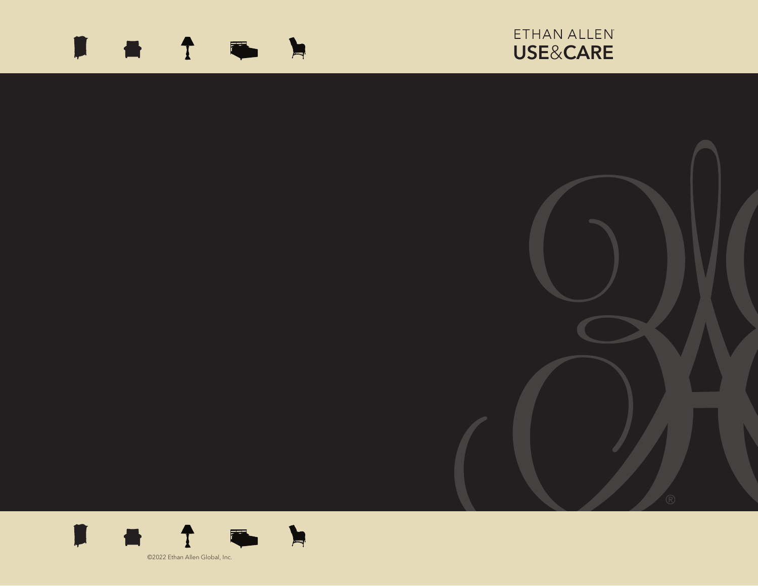# ETHAN ALLEN USE&CARE

©2022 Ethan Allen Global, Inc.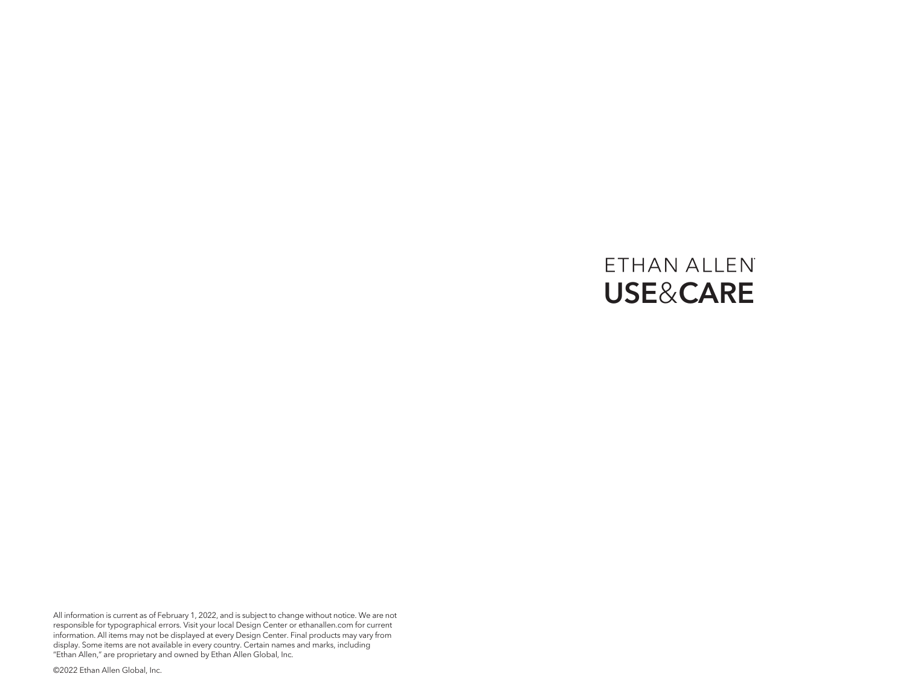# ETHAN ALLEN

# USE&CARE

All information is current as of February 1, 2022, and is subject to change without notice. We are not responsible for typographical errors. Visit your local Design Center or ethanallen.com for current information. All items may not be displayed at every Design Center. Final products may vary from display. Some items are not available in every country. Certain names and marks, including "Ethan Allen," are proprietary and owned by Ethan Allen Global, Inc.

©2022 Ethan Allen Global, Inc.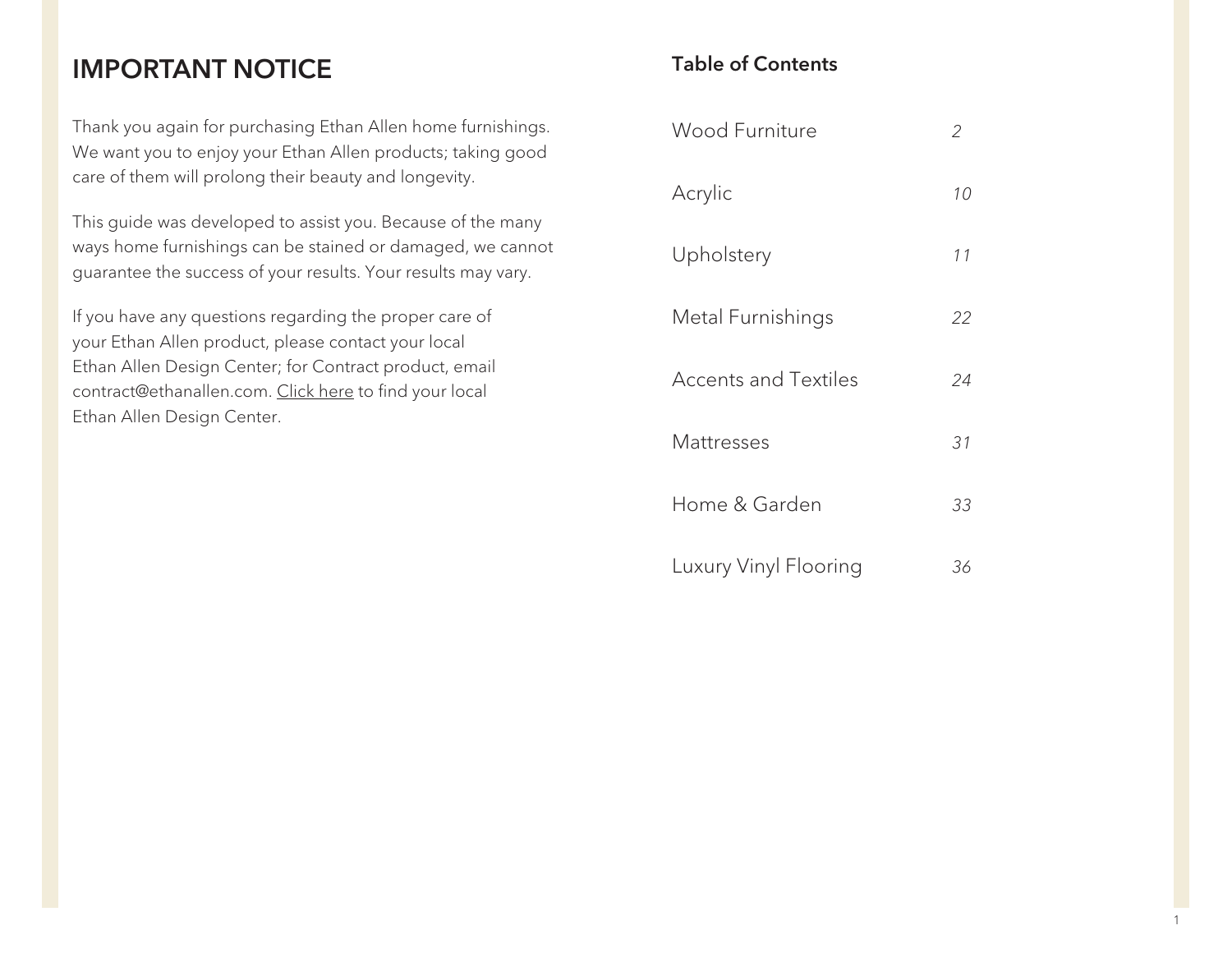# IMPORTANT NOTICE

Thank you again for purchasing Ethan Allen home furnishings. We want you to enjoy your Ethan Allen products; taking good care of them will prolong their beauty and longevity.

This guide was developed to assist you. Because of the many ways home furnishings can be stained or damaged, we cannot guarantee the success of your results. Your results may vary.

If you have any questions regarding the proper care of your Ethan Allen product, please contact your local Ethan Allen Design Center; for Contract product, email contract@ethanallen.com. Click here to find your local Ethan Allen Design Center.

## Table of Contents

| | |
|---|---|
| Wood Furniture | *2* |
| Acrylic | *10* |
| Upholstery | *11* |
| Metal Furnishings | *22* |
| Accents and Textiles | *24* |
| Mattresses | *31* |
| Home & Garden | *33* |
| Luxury Vinyl Flooring | *36* |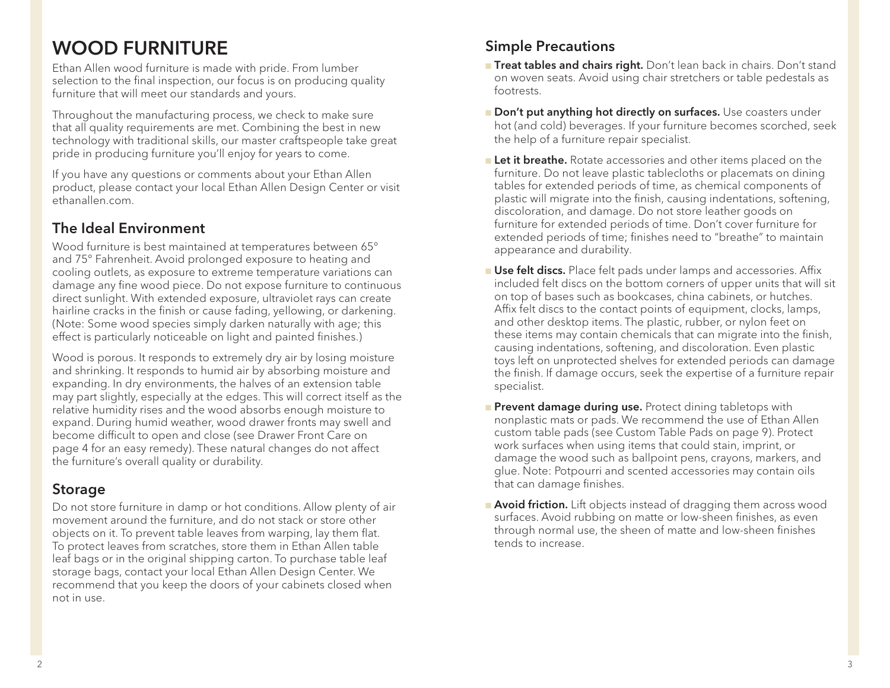# WOOD FURNITURE

Ethan Allen wood furniture is made with pride. From lumber selection to the final inspection, our focus is on producing quality furniture that will meet our standards and yours.

Throughout the manufacturing process, we check to make sure that all quality requirements are met. Combining the best in new technology with traditional skills, our master craftspeople take great pride in producing furniture you'll enjoy for years to come.

If you have any questions or comments about your Ethan Allen product, please contact your local Ethan Allen Design Center or visit ethanallen.com.

## The Ideal Environment

Wood furniture is best maintained at temperatures between 65° and 75° Fahrenheit. Avoid prolonged exposure to heating and cooling outlets, as exposure to extreme temperature variations can damage any fine wood piece. Do not expose furniture to continuous direct sunlight. With extended exposure, ultraviolet rays can create hairline cracks in the finish or cause fading, yellowing, or darkening. (Note: Some wood species simply darken naturally with age; this effect is particularly noticeable on light and painted finishes.)

Wood is porous. It responds to extremely dry air by losing moisture and shrinking. It responds to humid air by absorbing moisture and expanding. In dry environments, the halves of an extension table may part slightly, especially at the edges. This will correct itself as the relative humidity rises and the wood absorbs enough moisture to expand. During humid weather, wood drawer fronts may swell and become difficult to open and close (see Drawer Front Care on page 4 for an easy remedy). These natural changes do not affect the furniture's overall quality or durability.

## Storage

Do not store furniture in damp or hot conditions. Allow plenty of air movement around the furniture, and do not stack or store other objects on it. To prevent table leaves from warping, lay them flat. To protect leaves from scratches, store them in Ethan Allen table leaf bags or in the original shipping carton. To purchase table leaf storage bags, contact your local Ethan Allen Design Center. We recommend that you keep the doors of your cabinets closed when not in use.

## Simple Precautions

- **Treat tables and chairs right.** Don't lean back in chairs. Don't stand on woven seats. Avoid using chair stretchers or table pedestals as footrests.
- **Don't put anything hot directly on surfaces.** Use coasters under hot (and cold) beverages. If your furniture becomes scorched, seek the help of a furniture repair specialist.
- **Let it breathe.** Rotate accessories and other items placed on the furniture. Do not leave plastic tablecloths or placemats on dining tables for extended periods of time, as chemical components of plastic will migrate into the finish, causing indentations, softening, discoloration, and damage. Do not store leather goods on furniture for extended periods of time. Don't cover furniture for extended periods of time; finishes need to "breathe" to maintain appearance and durability.
- **Use felt discs.** Place felt pads under lamps and accessories. Affix included felt discs on the bottom corners of upper units that will sit on top of bases such as bookcases, china cabinets, or hutches. Affix felt discs to the contact points of equipment, clocks, lamps, and other desktop items. The plastic, rubber, or nylon feet on these items may contain chemicals that can migrate into the finish, causing indentations, softening, and discoloration. Even plastic toys left on unprotected shelves for extended periods can damage the finish. If damage occurs, seek the expertise of a furniture repair specialist.
- **Prevent damage during use.** Protect dining tabletops with nonplastic mats or pads. We recommend the use of Ethan Allen custom table pads (see Custom Table Pads on page 9). Protect work surfaces when using items that could stain, imprint, or damage the wood such as ballpoint pens, crayons, markers, and glue. Note: Potpourri and scented accessories may contain oils that can damage finishes.
- **Avoid friction.** Lift objects instead of dragging them across wood surfaces. Avoid rubbing on matte or low-sheen finishes, as even through normal use, the sheen of matte and low-sheen finishes tends to increase.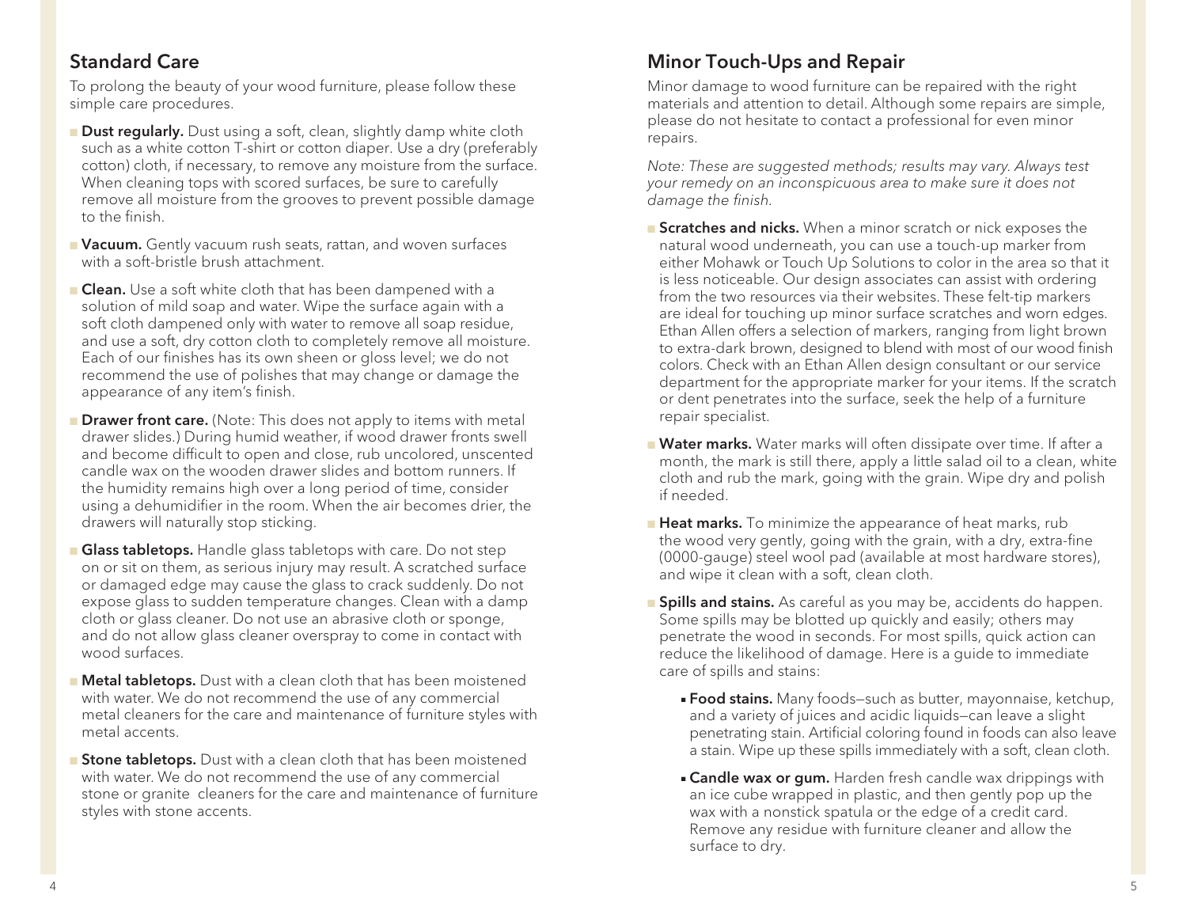## Standard Care

To prolong the beauty of your wood furniture, please follow these simple care procedures.

- **Dust regularly.** Dust using a soft, clean, slightly damp white cloth such as a white cotton T-shirt or cotton diaper. Use a dry (preferably cotton) cloth, if necessary, to remove any moisture from the surface. When cleaning tops with scored surfaces, be sure to carefully remove all moisture from the grooves to prevent possible damage to the finish.
- **Vacuum.** Gently vacuum rush seats, rattan, and woven surfaces with a soft-bristle brush attachment.
- **Clean.** Use a soft white cloth that has been dampened with a solution of mild soap and water. Wipe the surface again with a soft cloth dampened only with water to remove all soap residue, and use a soft, dry cotton cloth to completely remove all moisture. Each of our finishes has its own sheen or gloss level; we do not recommend the use of polishes that may change or damage the appearance of any item's finish.
- **Drawer front care.** (Note: This does not apply to items with metal drawer slides.) During humid weather, if wood drawer fronts swell and become difficult to open and close, rub uncolored, unscented candle wax on the wooden drawer slides and bottom runners. If the humidity remains high over a long period of time, consider using a dehumidifier in the room. When the air becomes drier, the drawers will naturally stop sticking.
- **Glass tabletops.** Handle glass tabletops with care. Do not step on or sit on them, as serious injury may result. A scratched surface or damaged edge may cause the glass to crack suddenly. Do not expose glass to sudden temperature changes. Clean with a damp cloth or glass cleaner. Do not use an abrasive cloth or sponge, and do not allow glass cleaner overspray to come in contact with wood surfaces.
- **Metal tabletops.** Dust with a clean cloth that has been moistened with water. We do not recommend the use of any commercial metal cleaners for the care and maintenance of furniture styles with metal accents.
- **Stone tabletops.** Dust with a clean cloth that has been moistened with water. We do not recommend the use of any commercial stone or granite cleaners for the care and maintenance of furniture styles with stone accents.

## Minor Touch-Ups and Repair

Minor damage to wood furniture can be repaired with the right materials and attention to detail. Although some repairs are simple, please do not hesitate to contact a professional for even minor repairs.

*Note: These are suggested methods; results may vary. Always test your remedy on an inconspicuous area to make sure it does not damage the finish.*

- **Scratches and nicks.** When a minor scratch or nick exposes the natural wood underneath, you can use a touch-up marker from either Mohawk or Touch Up Solutions to color in the area so that it is less noticeable. Our design associates can assist with ordering from the two resources via their websites. These felt-tip markers are ideal for touching up minor surface scratches and worn edges. Ethan Allen offers a selection of markers, ranging from light brown to extra-dark brown, designed to blend with most of our wood finish colors. Check with an Ethan Allen design consultant or our service department for the appropriate marker for your items. If the scratch or dent penetrates into the surface, seek the help of a furniture repair specialist.
- **Water marks.** Water marks will often dissipate over time. If after a month, the mark is still there, apply a little salad oil to a clean, white cloth and rub the mark, going with the grain. Wipe dry and polish if needed.
- **Heat marks.** To minimize the appearance of heat marks, rub the wood very gently, going with the grain, with a dry, extra-fine (0000-gauge) steel wool pad (available at most hardware stores), and wipe it clean with a soft, clean cloth.
- **Spills and stains.** As careful as you may be, accidents do happen. Some spills may be blotted up quickly and easily; others may penetrate the wood in seconds. For most spills, quick action can reduce the likelihood of damage. Here is a guide to immediate care of spills and stains:
  - **Food stains.** Many foods—such as butter, mayonnaise, ketchup, and a variety of juices and acidic liquids—can leave a slight penetrating stain. Artificial coloring found in foods can also leave a stain. Wipe up these spills immediately with a soft, clean cloth.
  - **Candle wax or gum.** Harden fresh candle wax drippings with an ice cube wrapped in plastic, and then gently pop up the wax with a nonstick spatula or the edge of a credit card. Remove any residue with furniture cleaner and allow the surface to dry.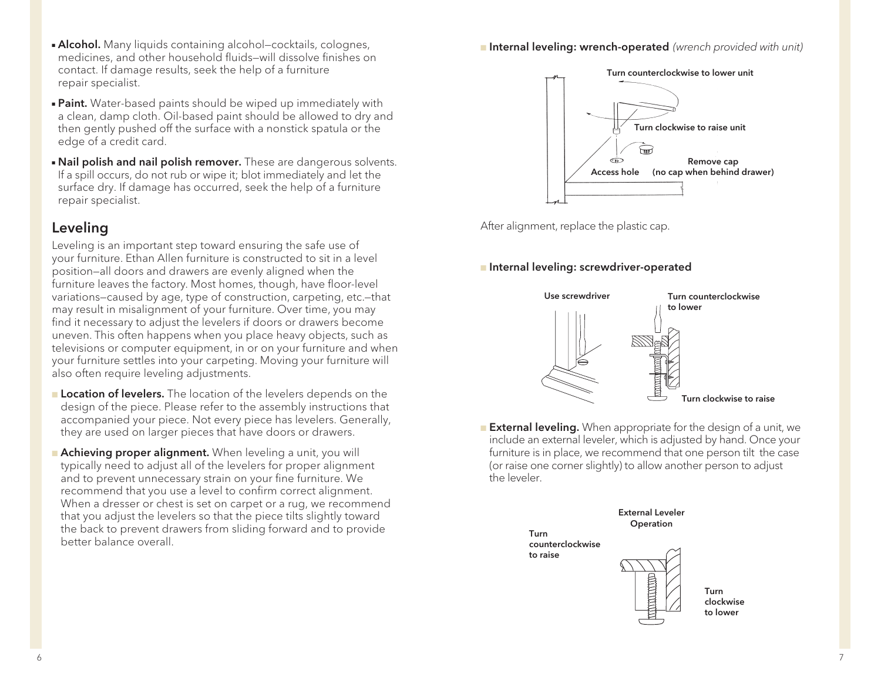- **Alcohol.** Many liquids containing alcohol—cocktails, colognes, medicines, and other household fluids—will dissolve finishes on contact. If damage results, seek the help of a furniture repair specialist.
- **Paint.** Water-based paints should be wiped up immediately with a clean, damp cloth. Oil-based paint should be allowed to dry and then gently pushed off the surface with a nonstick spatula or the edge of a credit card.
- **Nail polish and nail polish remover.** These are dangerous solvents. If a spill occurs, do not rub or wipe it; blot immediately and let the surface dry. If damage has occurred, seek the help of a furniture repair specialist.

## Leveling

Leveling is an important step toward ensuring the safe use of your furniture. Ethan Allen furniture is constructed to sit in a level position—all doors and drawers are evenly aligned when the furniture leaves the factory. Most homes, though, have floor-level variations—caused by age, type of construction, carpeting, etc.—that may result in misalignment of your furniture. Over time, you may find it necessary to adjust the levelers if doors or drawers become uneven. This often happens when you place heavy objects, such as televisions or computer equipment, in or on your furniture and when your furniture settles into your carpeting. Moving your furniture will also often require leveling adjustments.

- **Location of levelers.** The location of the levelers depends on the design of the piece. Please refer to the assembly instructions that accompanied your piece. Not every piece has levelers. Generally, they are used on larger pieces that have doors or drawers.
- **Achieving proper alignment.** When leveling a unit, you will typically need to adjust all of the levelers for proper alignment and to prevent unnecessary strain on your fine furniture. We recommend that you use a level to confirm correct alignment. When a dresser or chest is set on carpet or a rug, we recommend that you adjust the levelers so that the piece tilts slightly toward the back to prevent drawers from sliding forward and to provide better balance overall.
- **Internal leveling: wrench-operated** *(wrench provided with unit)*

Turn counterclockwise to lower unit

Turn clockwise to raise unit

Access hole

Remove cap (no cap when behind drawer)

After alignment, replace the plastic cap.

- **Internal leveling: screwdriver-operated**

Use screwdriver

Turn counterclockwise to lower

Turn clockwise to raise

- **External leveling.** When appropriate for the design of a unit, we include an external leveler, which is adjusted by hand. Once your furniture is in place, we recommend that one person tilt the case (or raise one corner slightly) to allow another person to adjust the leveler.

External Leveler Operation

Turn counterclockwise to raise

Turn clockwise to lower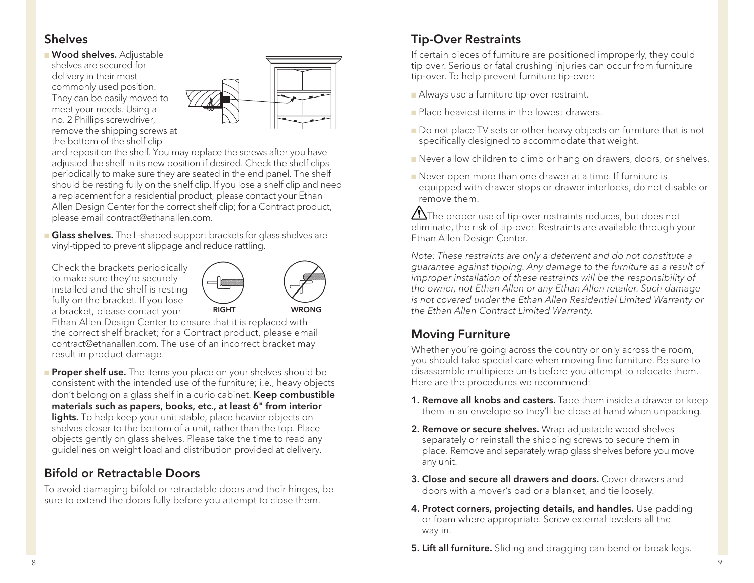## Shelves

- **Wood shelves.** Adjustable shelves are secured for delivery in their most commonly used position. They can be easily moved to meet your needs. Using a no. 2 Phillips screwdriver, remove the shipping screws at the bottom of the shelf clip and reposition the shelf. You may replace the screws after you have adjusted the shelf in its new position if desired. Check the shelf clips periodically to make sure they are seated in the end panel. The shelf should be resting fully on the shelf clip. If you lose a shelf clip and need a replacement for a residential product, please contact your Ethan Allen Design Center for the correct shelf clip; for a Contract product, please email contract@ethanallen.com.

- **Glass shelves.** The L-shaped support brackets for glass shelves are vinyl-tipped to prevent slippage and reduce rattling.

  Check the brackets periodically to make sure they're securely installed and the shelf is resting fully on the bracket. If you lose a bracket, please contact your Ethan Allen Design Center to ensure that it is replaced with the correct shelf bracket; for a Contract product, please email contract@ethanallen.com. The use of an incorrect bracket may result in product damage.

  RIGHT WRONG

- **Proper shelf use.** The items you place on your shelves should be consistent with the intended use of the furniture; i.e., heavy objects don't belong on a glass shelf in a curio cabinet. **Keep combustible materials such as papers, books, etc., at least 6" from interior lights.** To help keep your unit stable, place heavier objects on shelves closer to the bottom of a unit, rather than the top. Place objects gently on glass shelves. Please take the time to read any guidelines on weight load and distribution provided at delivery.

## Bifold or Retractable Doors

To avoid damaging bifold or retractable doors and their hinges, be sure to extend the doors fully before you attempt to close them.

## Tip-Over Restraints

If certain pieces of furniture are positioned improperly, they could tip over. Serious or fatal crushing injuries can occur from furniture tip-over. To help prevent furniture tip-over:

- Always use a furniture tip-over restraint.
- Place heaviest items in the lowest drawers.
- Do not place TV sets or other heavy objects on furniture that is not specifically designed to accommodate that weight.
- Never allow children to climb or hang on drawers, doors, or shelves.
- Never open more than one drawer at a time. If furniture is equipped with drawer stops or drawer interlocks, do not disable or remove them.

⚠ The proper use of tip-over restraints reduces, but does not eliminate, the risk of tip-over. Restraints are available through your Ethan Allen Design Center.

*Note: These restraints are only a deterrent and do not constitute a guarantee against tipping. Any damage to the furniture as a result of improper installation of these restraints will be the responsibility of the owner, not Ethan Allen or any Ethan Allen retailer. Such damage is not covered under the Ethan Allen Residential Limited Warranty or the Ethan Allen Contract Limited Warranty.*

## Moving Furniture

Whether you're going across the country or only across the room, you should take special care when moving fine furniture. Be sure to disassemble multipiece units before you attempt to relocate them. Here are the procedures we recommend:

1. **Remove all knobs and casters.** Tape them inside a drawer or keep them in an envelope so they'll be close at hand when unpacking.
2. **Remove or secure shelves.** Wrap adjustable wood shelves separately or reinstall the shipping screws to secure them in place. Remove and separately wrap glass shelves before you move any unit.
3. **Close and secure all drawers and doors.** Cover drawers and doors with a mover's pad or a blanket, and tie loosely.
4. **Protect corners, projecting details, and handles.** Use padding or foam where appropriate. Screw external levelers all the way in.
5. **Lift all furniture.** Sliding and dragging can bend or break legs.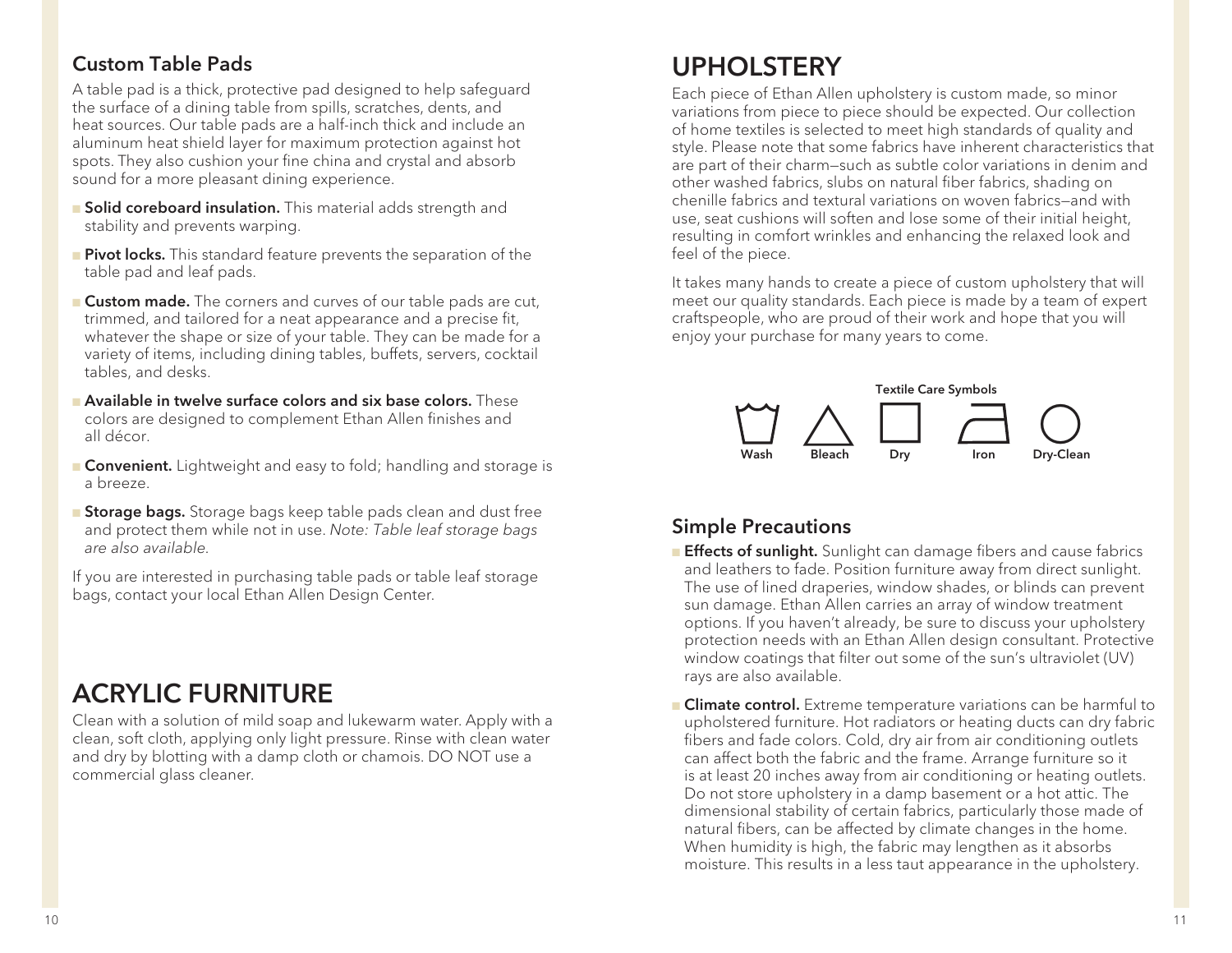### Custom Table Pads

A table pad is a thick, protective pad designed to help safeguard the surface of a dining table from spills, scratches, dents, and heat sources. Our table pads are a half-inch thick and include an aluminum heat shield layer for maximum protection against hot spots. They also cushion your fine china and crystal and absorb sound for a more pleasant dining experience.

- **Solid coreboard insulation.** This material adds strength and stability and prevents warping.
- **Pivot locks.** This standard feature prevents the separation of the table pad and leaf pads.
- **Custom made.** The corners and curves of our table pads are cut, trimmed, and tailored for a neat appearance and a precise fit, whatever the shape or size of your table. They can be made for a variety of items, including dining tables, buffets, servers, cocktail tables, and desks.
- **Available in twelve surface colors and six base colors.** These colors are designed to complement Ethan Allen finishes and all décor.
- **Convenient.** Lightweight and easy to fold; handling and storage is a breeze.
- **Storage bags.** Storage bags keep table pads clean and dust free and protect them while not in use. *Note: Table leaf storage bags are also available.*

If you are interested in purchasing table pads or table leaf storage bags, contact your local Ethan Allen Design Center.

## ACRYLIC FURNITURE

Clean with a solution of mild soap and lukewarm water. Apply with a clean, soft cloth, applying only light pressure. Rinse with clean water and dry by blotting with a damp cloth or chamois. DO NOT use a commercial glass cleaner.

## UPHOLSTERY

Each piece of Ethan Allen upholstery is custom made, so minor variations from piece to piece should be expected. Our collection of home textiles is selected to meet high standards of quality and style. Please note that some fabrics have inherent characteristics that are part of their charm—such as subtle color variations in denim and other washed fabrics, slubs on natural fiber fabrics, shading on chenille fabrics and textural variations on woven fabrics—and with use, seat cushions will soften and lose some of their initial height, resulting in comfort wrinkles and enhancing the relaxed look and feel of the piece.

It takes many hands to create a piece of custom upholstery that will meet our quality standards. Each piece is made by a team of expert craftspeople, who are proud of their work and hope that you will enjoy your purchase for many years to come.

**Textile Care Symbols**

Wash | Bleach | Dry | Iron | Dry-Clean

### Simple Precautions

- **Effects of sunlight.** Sunlight can damage fibers and cause fabrics and leathers to fade. Position furniture away from direct sunlight. The use of lined draperies, window shades, or blinds can prevent sun damage. Ethan Allen carries an array of window treatment options. If you haven't already, be sure to discuss your upholstery protection needs with an Ethan Allen design consultant. Protective window coatings that filter out some of the sun's ultraviolet (UV) rays are also available.
- **Climate control.** Extreme temperature variations can be harmful to upholstered furniture. Hot radiators or heating ducts can dry fabric fibers and fade colors. Cold, dry air from air conditioning outlets can affect both the fabric and the frame. Arrange furniture so it is at least 20 inches away from air conditioning or heating outlets. Do not store upholstery in a damp basement or a hot attic. The dimensional stability of certain fabrics, particularly those made of natural fibers, can be affected by climate changes in the home. When humidity is high, the fabric may lengthen as it absorbs moisture. This results in a less taut appearance in the upholstery.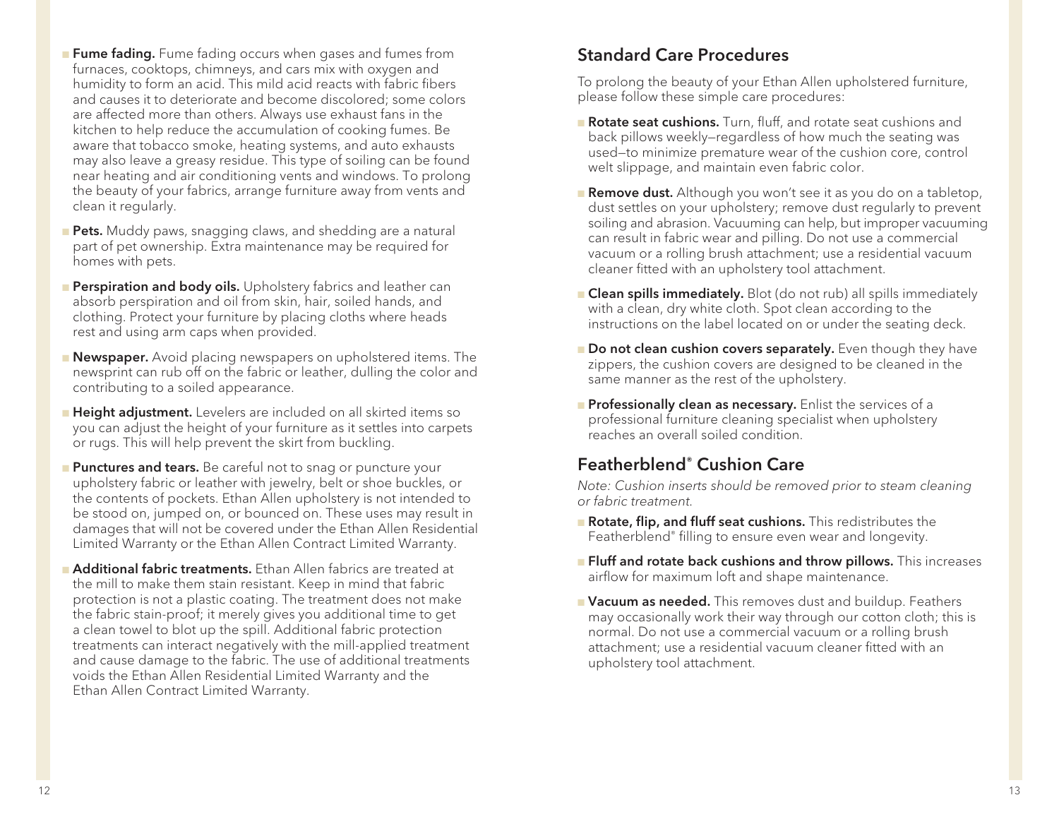- **Fume fading.** Fume fading occurs when gases and fumes from furnaces, cooktops, chimneys, and cars mix with oxygen and humidity to form an acid. This mild acid reacts with fabric fibers and causes it to deteriorate and become discolored; some colors are affected more than others. Always use exhaust fans in the kitchen to help reduce the accumulation of cooking fumes. Be aware that tobacco smoke, heating systems, and auto exhausts may also leave a greasy residue. This type of soiling can be found near heating and air conditioning vents and windows. To prolong the beauty of your fabrics, arrange furniture away from vents and clean it regularly.
- **Pets.** Muddy paws, snagging claws, and shedding are a natural part of pet ownership. Extra maintenance may be required for homes with pets.
- **Perspiration and body oils.** Upholstery fabrics and leather can absorb perspiration and oil from skin, hair, soiled hands, and clothing. Protect your furniture by placing cloths where heads rest and using arm caps when provided.
- **Newspaper.** Avoid placing newspapers on upholstered items. The newsprint can rub off on the fabric or leather, dulling the color and contributing to a soiled appearance.
- **Height adjustment.** Levelers are included on all skirted items so you can adjust the height of your furniture as it settles into carpets or rugs. This will help prevent the skirt from buckling.
- **Punctures and tears.** Be careful not to snag or puncture your upholstery fabric or leather with jewelry, belt or shoe buckles, or the contents of pockets. Ethan Allen upholstery is not intended to be stood on, jumped on, or bounced on. These uses may result in damages that will not be covered under the Ethan Allen Residential Limited Warranty or the Ethan Allen Contract Limited Warranty.
- **Additional fabric treatments.** Ethan Allen fabrics are treated at the mill to make them stain resistant. Keep in mind that fabric protection is not a plastic coating. The treatment does not make the fabric stain-proof; it merely gives you additional time to get a clean towel to blot up the spill. Additional fabric protection treatments can interact negatively with the mill-applied treatment and cause damage to the fabric. The use of additional treatments voids the Ethan Allen Residential Limited Warranty and the Ethan Allen Contract Limited Warranty.

## Standard Care Procedures

To prolong the beauty of your Ethan Allen upholstered furniture, please follow these simple care procedures:

- **Rotate seat cushions.** Turn, fluff, and rotate seat cushions and back pillows weekly—regardless of how much the seating was used—to minimize premature wear of the cushion core, control welt slippage, and maintain even fabric color.
- **Remove dust.** Although you won't see it as you do on a tabletop, dust settles on your upholstery; remove dust regularly to prevent soiling and abrasion. Vacuuming can help, but improper vacuuming can result in fabric wear and pilling. Do not use a commercial vacuum or a rolling brush attachment; use a residential vacuum cleaner fitted with an upholstery tool attachment.
- **Clean spills immediately.** Blot (do not rub) all spills immediately with a clean, dry white cloth. Spot clean according to the instructions on the label located on or under the seating deck.
- **Do not clean cushion covers separately.** Even though they have zippers, the cushion covers are designed to be cleaned in the same manner as the rest of the upholstery.
- **Professionally clean as necessary.** Enlist the services of a professional furniture cleaning specialist when upholstery reaches an overall soiled condition.

## Featherblend® Cushion Care

*Note: Cushion inserts should be removed prior to steam cleaning or fabric treatment.*

- **Rotate, flip, and fluff seat cushions.** This redistributes the Featherblend® filling to ensure even wear and longevity.
- **Fluff and rotate back cushions and throw pillows.** This increases airflow for maximum loft and shape maintenance.
- **Vacuum as needed.** This removes dust and buildup. Feathers may occasionally work their way through our cotton cloth; this is normal. Do not use a commercial vacuum or a rolling brush attachment; use a residential vacuum cleaner fitted with an upholstery tool attachment.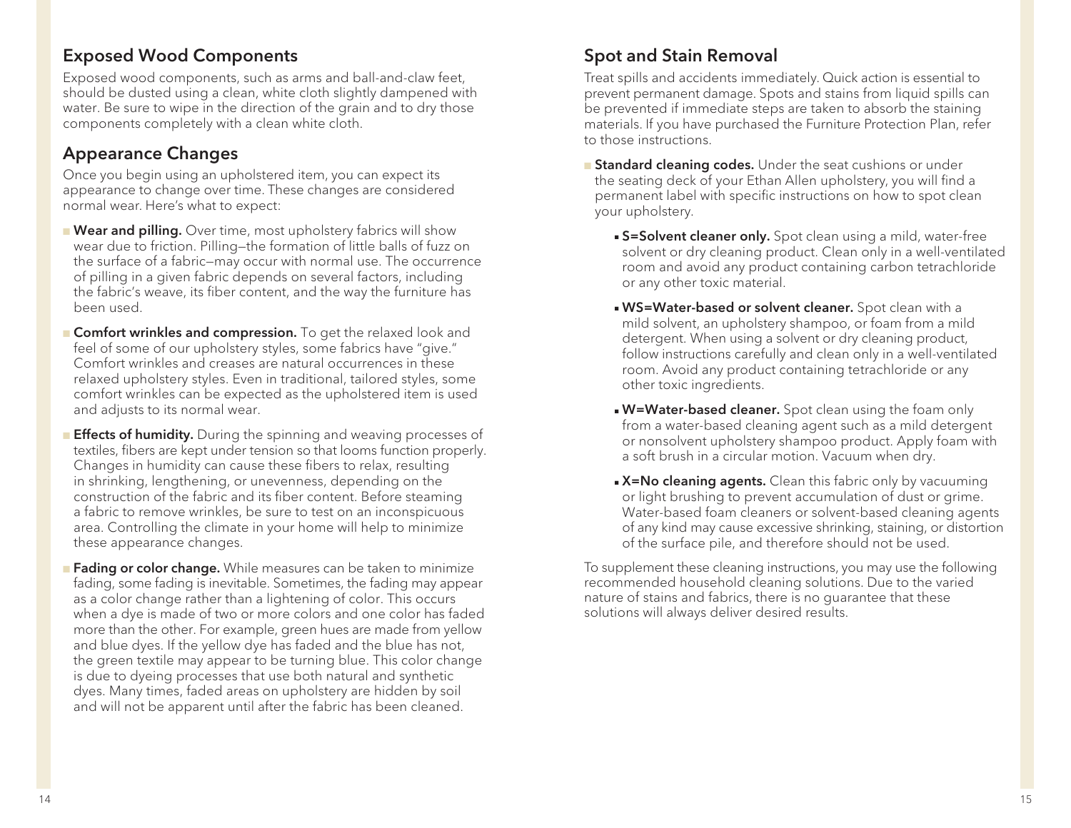## Exposed Wood Components

Exposed wood components, such as arms and ball-and-claw feet, should be dusted using a clean, white cloth slightly dampened with water. Be sure to wipe in the direction of the grain and to dry those components completely with a clean white cloth.

## Appearance Changes

Once you begin using an upholstered item, you can expect its appearance to change over time. These changes are considered normal wear. Here's what to expect:

- **Wear and pilling.** Over time, most upholstery fabrics will show wear due to friction. Pilling—the formation of little balls of fuzz on the surface of a fabric—may occur with normal use. The occurrence of pilling in a given fabric depends on several factors, including the fabric's weave, its fiber content, and the way the furniture has been used.
- **Comfort wrinkles and compression.** To get the relaxed look and feel of some of our upholstery styles, some fabrics have "give." Comfort wrinkles and creases are natural occurrences in these relaxed upholstery styles. Even in traditional, tailored styles, some comfort wrinkles can be expected as the upholstered item is used and adjusts to its normal wear.
- **Effects of humidity.** During the spinning and weaving processes of textiles, fibers are kept under tension so that looms function properly. Changes in humidity can cause these fibers to relax, resulting in shrinking, lengthening, or unevenness, depending on the construction of the fabric and its fiber content. Before steaming a fabric to remove wrinkles, be sure to test on an inconspicuous area. Controlling the climate in your home will help to minimize these appearance changes.
- **Fading or color change.** While measures can be taken to minimize fading, some fading is inevitable. Sometimes, the fading may appear as a color change rather than a lightening of color. This occurs when a dye is made of two or more colors and one color has faded more than the other. For example, green hues are made from yellow and blue dyes. If the yellow dye has faded and the blue has not, the green textile may appear to be turning blue. This color change is due to dyeing processes that use both natural and synthetic dyes. Many times, faded areas on upholstery are hidden by soil and will not be apparent until after the fabric has been cleaned.

## Spot and Stain Removal

Treat spills and accidents immediately. Quick action is essential to prevent permanent damage. Spots and stains from liquid spills can be prevented if immediate steps are taken to absorb the staining materials. If you have purchased the Furniture Protection Plan, refer to those instructions.

- **Standard cleaning codes.** Under the seat cushions or under the seating deck of your Ethan Allen upholstery, you will find a permanent label with specific instructions on how to spot clean your upholstery.
  - **S=Solvent cleaner only.** Spot clean using a mild, water-free solvent or dry cleaning product. Clean only in a well-ventilated room and avoid any product containing carbon tetrachloride or any other toxic material.
  - **WS=Water-based or solvent cleaner.** Spot clean with a mild solvent, an upholstery shampoo, or foam from a mild detergent. When using a solvent or dry cleaning product, follow instructions carefully and clean only in a well-ventilated room. Avoid any product containing tetrachloride or any other toxic ingredients.
  - **W=Water-based cleaner.** Spot clean using the foam only from a water-based cleaning agent such as a mild detergent or nonsolvent upholstery shampoo product. Apply foam with a soft brush in a circular motion. Vacuum when dry.
  - **X=No cleaning agents.** Clean this fabric only by vacuuming or light brushing to prevent accumulation of dust or grime. Water-based foam cleaners or solvent-based cleaning agents of any kind may cause excessive shrinking, staining, or distortion of the surface pile, and therefore should not be used.

To supplement these cleaning instructions, you may use the following recommended household cleaning solutions. Due to the varied nature of stains and fabrics, there is no guarantee that these solutions will always deliver desired results.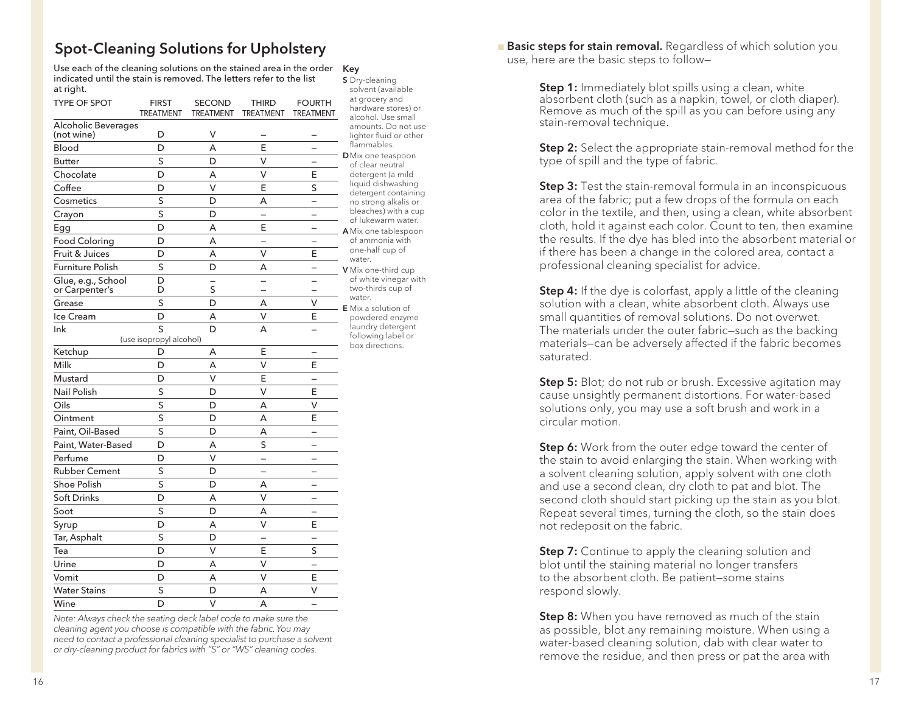## Spot-Cleaning Solutions for Upholstery

Use each of the cleaning solutions on the stained area in the order indicated until the stain is removed. The letters refer to the list at right.

| TYPE OF SPOT | FIRST TREATMENT | SECOND TREATMENT | THIRD TREATMENT | FOURTH TREATMENT |
|---|---|---|---|---|
| Alcoholic Beverages (not wine) | D | V | – | – |
| Blood | D | A | E | – |
| Butter | S | D | V | – |
| Chocolate | D | A | V | E |
| Coffee | D | V | E | S |
| Cosmetics | S | D | A | – |
| Crayon | S | D | – | – |
| Egg | D | A | E | – |
| Food Coloring | D | A | – | – |
| Fruit & Juices | D | A | V | E |
| Furniture Polish | S | D | A | – |
| Glue, e.g., School | D | – | – | – |
| or Carpenter's | D | S | – | – |
| Grease | S | D | A | V |
| Ice Cream | D | A | V | E |
| Ink | S (use isopropyl alcohol) | D | A | – |
| Ketchup | D | A | E | – |
| Milk | D | A | V | E |
| Mustard | D | V | E | – |
| Nail Polish | S | D | V | E |
| Oils | S | D | A | V |
| Ointment | S | D | A | E |
| Paint, Oil-Based | S | D | A | – |
| Paint, Water-Based | D | A | S | – |
| Perfume | D | V | – | – |
| Rubber Cement | S | D | – | – |
| Shoe Polish | S | D | A | – |
| Soft Drinks | D | A | V | – |
| Soot | S | D | A | – |
| Syrup | D | A | V | E |
| Tar, Asphalt | S | D | – | – |
| Tea | D | V | E | S |
| Urine | D | A | V | – |
| Vomit | D | A | V | E |
| Water Stains | S | D | A | V |
| Wine | D | V | A | – |

*Note: Always check the seating deck label code to make sure the cleaning agent you choose is compatible with the fabric. You may need to contact a professional cleaning specialist to purchase a solvent or dry-cleaning product for fabrics with "S" or "WS" cleaning codes.*

**Key**

- **S** Dry-cleaning solvent (available at grocery and hardware stores) or alcohol. Use small amounts. Do not use lighter fluid or other flammables.
- **D** Mix one teaspoon of clear neutral detergent (a mild liquid dishwashing detergent containing no strong alkalis or bleaches) with a cup of lukewarm water.
- **A** Mix one tablespoon of ammonia with one-half cup of water.
- **V** Mix one-third cup of white vinegar with two-thirds cup of water.
- **E** Mix a solution of powdered enzyme laundry detergent following label or box directions.

- **Basic steps for stain removal.** Regardless of which solution you use, here are the basic steps to follow—

  **Step 1:** Immediately blot spills using a clean, white absorbent cloth (such as a napkin, towel, or cloth diaper). Remove as much of the spill as you can before using any stain-removal technique.

  **Step 2:** Select the appropriate stain-removal method for the type of spill and the type of fabric.

  **Step 3:** Test the stain-removal formula in an inconspicuous area of the fabric; put a few drops of the formula on each color in the textile, and then, using a clean, white absorbent cloth, hold it against each color. Count to ten, then examine the results. If the dye has bled into the absorbent material or if there has been a change in the colored area, contact a professional cleaning specialist for advice.

  **Step 4:** If the dye is colorfast, apply a little of the cleaning solution with a clean, white absorbent cloth. Always use small quantities of removal solutions. Do not overwet. The materials under the outer fabric—such as the backing materials—can be adversely affected if the fabric becomes saturated.

  **Step 5:** Blot; do not rub or brush. Excessive agitation may cause unsightly permanent distortions. For water-based solutions only, you may use a soft brush and work in a circular motion.

  **Step 6:** Work from the outer edge toward the center of the stain to avoid enlarging the stain. When working with a solvent cleaning solution, apply solvent with one cloth and use a second clean, dry cloth to pat and blot. The second cloth should start picking up the stain as you blot. Repeat several times, turning the cloth, so the stain does not redeposit on the fabric.

  **Step 7:** Continue to apply the cleaning solution and blot until the staining material no longer transfers to the absorbent cloth. Be patient—some stains respond slowly.

  **Step 8:** When you have removed as much of the stain as possible, blot any remaining moisture. When using a water-based cleaning solution, dab with clear water to remove the residue, and then press or pat the area with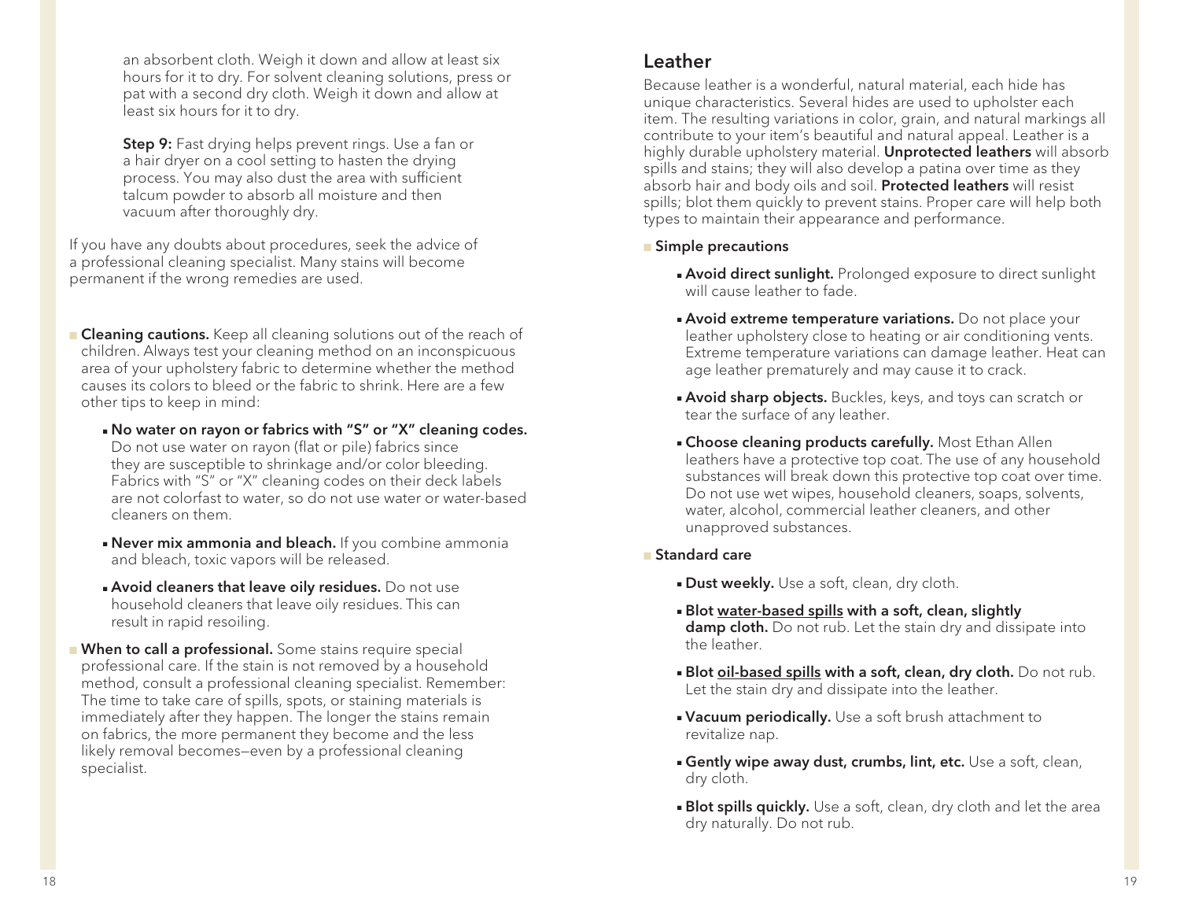an absorbent cloth. Weigh it down and allow at least six hours for it to dry. For solvent cleaning solutions, press or pat with a second dry cloth. Weigh it down and allow at least six hours for it to dry.

**Step 9:** Fast drying helps prevent rings. Use a fan or a hair dryer on a cool setting to hasten the drying process. You may also dust the area with sufficient talcum powder to absorb all moisture and then vacuum after thoroughly dry.

If you have any doubts about procedures, seek the advice of a professional cleaning specialist. Many stains will become permanent if the wrong remedies are used.

- **Cleaning cautions.** Keep all cleaning solutions out of the reach of children. Always test your cleaning method on an inconspicuous area of your upholstery fabric to determine whether the method causes its colors to bleed or the fabric to shrink. Here are a few other tips to keep in mind:
  - **No water on rayon or fabrics with "S" or "X" cleaning codes.** Do not use water on rayon (flat or pile) fabrics since they are susceptible to shrinkage and/or color bleeding. Fabrics with "S" or "X" cleaning codes on their deck labels are not colorfast to water, so do not use water or water-based cleaners on them.
  - **Never mix ammonia and bleach.** If you combine ammonia and bleach, toxic vapors will be released.
  - **Avoid cleaners that leave oily residues.** Do not use household cleaners that leave oily residues. This can result in rapid resoiling.
- **When to call a professional.** Some stains require special professional care. If the stain is not removed by a household method, consult a professional cleaning specialist. Remember: The time to take care of spills, spots, or staining materials is immediately after they happen. The longer the stains remain on fabrics, the more permanent they become and the less likely removal becomes—even by a professional cleaning specialist.

## Leather

Because leather is a wonderful, natural material, each hide has unique characteristics. Several hides are used to upholster each item. The resulting variations in color, grain, and natural markings all contribute to your item's beautiful and natural appeal. Leather is a highly durable upholstery material. **Unprotected leathers** will absorb spills and stains; they will also develop a patina over time as they absorb hair and body oils and soil. **Protected leathers** will resist spills; blot them quickly to prevent stains. Proper care will help both types to maintain their appearance and performance.

- **Simple precautions**
  - **Avoid direct sunlight.** Prolonged exposure to direct sunlight will cause leather to fade.
  - **Avoid extreme temperature variations.** Do not place your leather upholstery close to heating or air conditioning vents. Extreme temperature variations can damage leather. Heat can age leather prematurely and may cause it to crack.
  - **Avoid sharp objects.** Buckles, keys, and toys can scratch or tear the surface of any leather.
  - **Choose cleaning products carefully.** Most Ethan Allen leathers have a protective top coat. The use of any household substances will break down this protective top coat over time. Do not use wet wipes, household cleaners, soaps, solvents, water, alcohol, commercial leather cleaners, and other unapproved substances.
- **Standard care**
  - **Dust weekly.** Use a soft, clean, dry cloth.
  - **Blot <u>water-based spills</u> with a soft, clean, slightly damp cloth.** Do not rub. Let the stain dry and dissipate into the leather.
  - **Blot <u>oil-based spills</u> with a soft, clean, dry cloth.** Do not rub. Let the stain dry and dissipate into the leather.
  - **Vacuum periodically.** Use a soft brush attachment to revitalize nap.
  - **Gently wipe away dust, crumbs, lint, etc.** Use a soft, clean, dry cloth.
  - **Blot spills quickly.** Use a soft, clean, dry cloth and let the area dry naturally. Do not rub.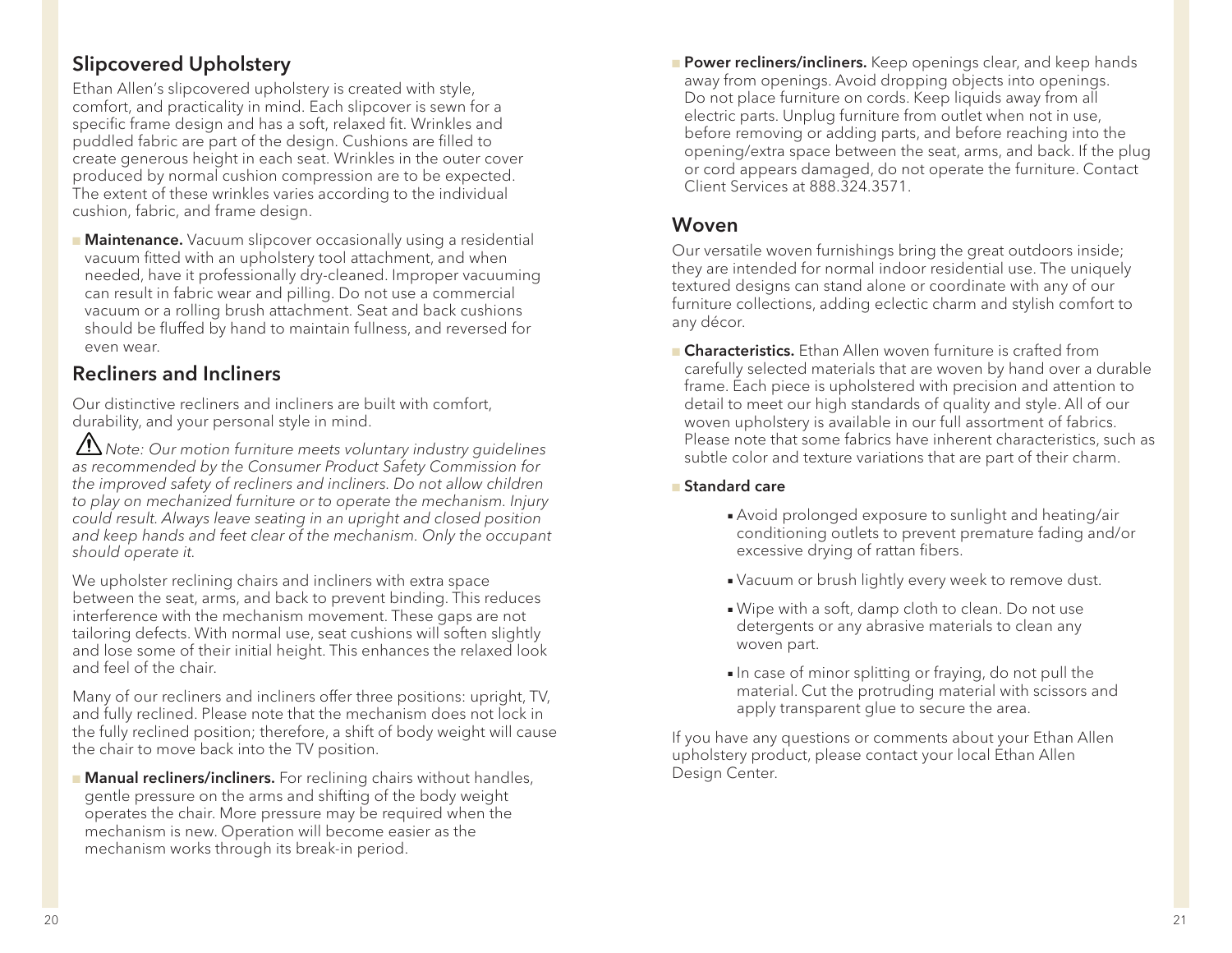## Slipcovered Upholstery

Ethan Allen's slipcovered upholstery is created with style, comfort, and practicality in mind. Each slipcover is sewn for a specific frame design and has a soft, relaxed fit. Wrinkles and puddled fabric are part of the design. Cushions are filled to create generous height in each seat. Wrinkles in the outer cover produced by normal cushion compression are to be expected. The extent of these wrinkles varies according to the individual cushion, fabric, and frame design.

- **Maintenance.** Vacuum slipcover occasionally using a residential vacuum fitted with an upholstery tool attachment, and when needed, have it professionally dry-cleaned. Improper vacuuming can result in fabric wear and pilling. Do not use a commercial vacuum or a rolling brush attachment. Seat and back cushions should be fluffed by hand to maintain fullness, and reversed for even wear.

## Recliners and Incliners

Our distinctive recliners and incliners are built with comfort, durability, and your personal style in mind.

⚠ *Note: Our motion furniture meets voluntary industry guidelines as recommended by the Consumer Product Safety Commission for the improved safety of recliners and incliners. Do not allow children to play on mechanized furniture or to operate the mechanism. Injury could result. Always leave seating in an upright and closed position and keep hands and feet clear of the mechanism. Only the occupant should operate it.*

We upholster reclining chairs and incliners with extra space between the seat, arms, and back to prevent binding. This reduces interference with the mechanism movement. These gaps are not tailoring defects. With normal use, seat cushions will soften slightly and lose some of their initial height. This enhances the relaxed look and feel of the chair.

Many of our recliners and incliners offer three positions: upright, TV, and fully reclined. Please note that the mechanism does not lock in the fully reclined position; therefore, a shift of body weight will cause the chair to move back into the TV position.

- **Manual recliners/incliners.** For reclining chairs without handles, gentle pressure on the arms and shifting of the body weight operates the chair. More pressure may be required when the mechanism is new. Operation will become easier as the mechanism works through its break-in period.
- **Power recliners/incliners.** Keep openings clear, and keep hands away from openings. Avoid dropping objects into openings. Do not place furniture on cords. Keep liquids away from all electric parts. Unplug furniture from outlet when not in use, before removing or adding parts, and before reaching into the opening/extra space between the seat, arms, and back. If the plug or cord appears damaged, do not operate the furniture. Contact Client Services at 888.324.3571.

## Woven

Our versatile woven furnishings bring the great outdoors inside; they are intended for normal indoor residential use. The uniquely textured designs can stand alone or coordinate with any of our furniture collections, adding eclectic charm and stylish comfort to any décor.

- **Characteristics.** Ethan Allen woven furniture is crafted from carefully selected materials that are woven by hand over a durable frame. Each piece is upholstered with precision and attention to detail to meet our high standards of quality and style. All of our woven upholstery is available in our full assortment of fabrics. Please note that some fabrics have inherent characteristics, such as subtle color and texture variations that are part of their charm.
- **Standard care**
  - Avoid prolonged exposure to sunlight and heating/air conditioning outlets to prevent premature fading and/or excessive drying of rattan fibers.
  - Vacuum or brush lightly every week to remove dust.
  - Wipe with a soft, damp cloth to clean. Do not use detergents or any abrasive materials to clean any woven part.
  - In case of minor splitting or fraying, do not pull the material. Cut the protruding material with scissors and apply transparent glue to secure the area.

If you have any questions or comments about your Ethan Allen upholstery product, please contact your local Ethan Allen Design Center.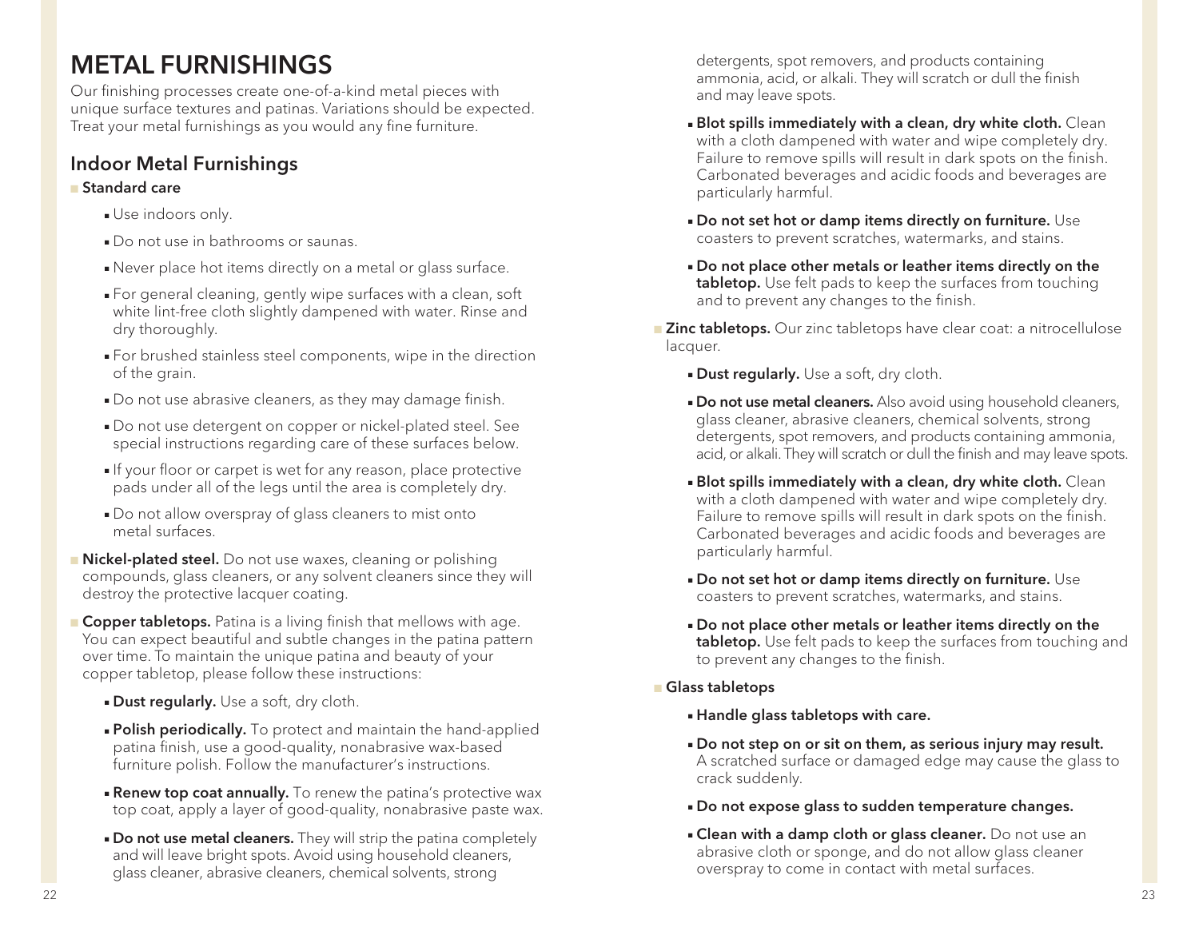# METAL FURNISHINGS

Our finishing processes create one-of-a-kind metal pieces with unique surface textures and patinas. Variations should be expected. Treat your metal furnishings as you would any fine furniture.

## Indoor Metal Furnishings

- **Standard care**
  - Use indoors only.
  - Do not use in bathrooms or saunas.
  - Never place hot items directly on a metal or glass surface.
  - For general cleaning, gently wipe surfaces with a clean, soft white lint-free cloth slightly dampened with water. Rinse and dry thoroughly.
  - For brushed stainless steel components, wipe in the direction of the grain.
  - Do not use abrasive cleaners, as they may damage finish.
  - Do not use detergent on copper or nickel-plated steel. See special instructions regarding care of these surfaces below.
  - If your floor or carpet is wet for any reason, place protective pads under all of the legs until the area is completely dry.
  - Do not allow overspray of glass cleaners to mist onto metal surfaces.
- **Nickel-plated steel.** Do not use waxes, cleaning or polishing compounds, glass cleaners, or any solvent cleaners since they will destroy the protective lacquer coating.
- **Copper tabletops.** Patina is a living finish that mellows with age. You can expect beautiful and subtle changes in the patina pattern over time. To maintain the unique patina and beauty of your copper tabletop, please follow these instructions:
  - **Dust regularly.** Use a soft, dry cloth.
  - **Polish periodically.** To protect and maintain the hand-applied patina finish, use a good-quality, nonabrasive wax-based furniture polish. Follow the manufacturer's instructions.
  - **Renew top coat annually.** To renew the patina's protective wax top coat, apply a layer of good-quality, nonabrasive paste wax.
  - **Do not use metal cleaners.** They will strip the patina completely and will leave bright spots. Avoid using household cleaners, glass cleaner, abrasive cleaners, chemical solvents, strong detergents, spot removers, and products containing ammonia, acid, or alkali. They will scratch or dull the finish and may leave spots.
  - **Blot spills immediately with a clean, dry white cloth.** Clean with a cloth dampened with water and wipe completely dry. Failure to remove spills will result in dark spots on the finish. Carbonated beverages and acidic foods and beverages are particularly harmful.
  - **Do not set hot or damp items directly on furniture.** Use coasters to prevent scratches, watermarks, and stains.
  - **Do not place other metals or leather items directly on the tabletop.** Use felt pads to keep the surfaces from touching and to prevent any changes to the finish.
- **Zinc tabletops.** Our zinc tabletops have clear coat: a nitrocellulose lacquer.
  - **Dust regularly.** Use a soft, dry cloth.
  - **Do not use metal cleaners.** Also avoid using household cleaners, glass cleaner, abrasive cleaners, chemical solvents, strong detergents, spot removers, and products containing ammonia, acid, or alkali. They will scratch or dull the finish and may leave spots.
  - **Blot spills immediately with a clean, dry white cloth.** Clean with a cloth dampened with water and wipe completely dry. Failure to remove spills will result in dark spots on the finish. Carbonated beverages and acidic foods and beverages are particularly harmful.
  - **Do not set hot or damp items directly on furniture.** Use coasters to prevent scratches, watermarks, and stains.
  - **Do not place other metals or leather items directly on the tabletop.** Use felt pads to keep the surfaces from touching and to prevent any changes to the finish.
- **Glass tabletops**
  - **Handle glass tabletops with care.**
  - **Do not step on or sit on them, as serious injury may result.** A scratched surface or damaged edge may cause the glass to crack suddenly.
  - **Do not expose glass to sudden temperature changes.**
  - **Clean with a damp cloth or glass cleaner.** Do not use an abrasive cloth or sponge, and do not allow glass cleaner overspray to come in contact with metal surfaces.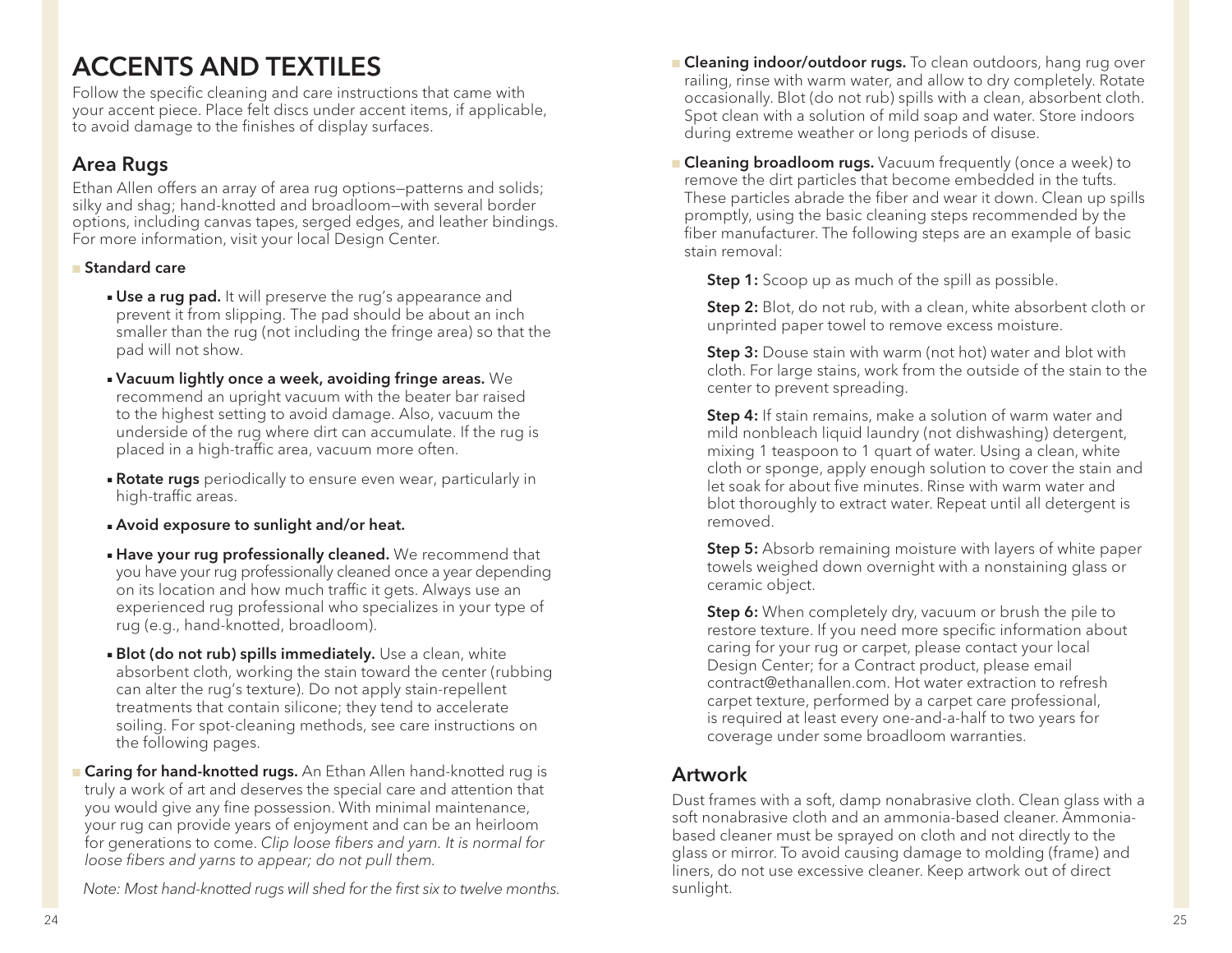# ACCENTS AND TEXTILES

Follow the specific cleaning and care instructions that came with your accent piece. Place felt discs under accent items, if applicable, to avoid damage to the finishes of display surfaces.

## Area Rugs

Ethan Allen offers an array of area rug options—patterns and solids; silky and shag; hand-knotted and broadloom—with several border options, including canvas tapes, serged edges, and leather bindings. For more information, visit your local Design Center.

- **Standard care**
  - **Use a rug pad.** It will preserve the rug's appearance and prevent it from slipping. The pad should be about an inch smaller than the rug (not including the fringe area) so that the pad will not show.
  - **Vacuum lightly once a week, avoiding fringe areas.** We recommend an upright vacuum with the beater bar raised to the highest setting to avoid damage. Also, vacuum the underside of the rug where dirt can accumulate. If the rug is placed in a high-traffic area, vacuum more often.
  - **Rotate rugs** periodically to ensure even wear, particularly in high-traffic areas.
  - **Avoid exposure to sunlight and/or heat.**
  - **Have your rug professionally cleaned.** We recommend that you have your rug professionally cleaned once a year depending on its location and how much traffic it gets. Always use an experienced rug professional who specializes in your type of rug (e.g., hand-knotted, broadloom).
  - **Blot (do not rub) spills immediately.** Use a clean, white absorbent cloth, working the stain toward the center (rubbing can alter the rug's texture). Do not apply stain-repellent treatments that contain silicone; they tend to accelerate soiling. For spot-cleaning methods, see care instructions on the following pages.
- **Caring for hand-knotted rugs.** An Ethan Allen hand-knotted rug is truly a work of art and deserves the special care and attention that you would give any fine possession. With minimal maintenance, your rug can provide years of enjoyment and can be an heirloom for generations to come. *Clip loose fibers and yarn. It is normal for loose fibers and yarns to appear; do not pull them.*

  *Note: Most hand-knotted rugs will shed for the first six to twelve months.*
- **Cleaning indoor/outdoor rugs.** To clean outdoors, hang rug over railing, rinse with warm water, and allow to dry completely. Rotate occasionally. Blot (do not rub) spills with a clean, absorbent cloth. Spot clean with a solution of mild soap and water. Store indoors during extreme weather or long periods of disuse.
- **Cleaning broadloom rugs.** Vacuum frequently (once a week) to remove the dirt particles that become embedded in the tufts. These particles abrade the fiber and wear it down. Clean up spills promptly, using the basic cleaning steps recommended by the fiber manufacturer. The following steps are an example of basic stain removal:

  **Step 1:** Scoop up as much of the spill as possible.

  **Step 2:** Blot, do not rub, with a clean, white absorbent cloth or unprinted paper towel to remove excess moisture.

  **Step 3:** Douse stain with warm (not hot) water and blot with cloth. For large stains, work from the outside of the stain to the center to prevent spreading.

  **Step 4:** If stain remains, make a solution of warm water and mild nonbleach liquid laundry (not dishwashing) detergent, mixing 1 teaspoon to 1 quart of water. Using a clean, white cloth or sponge, apply enough solution to cover the stain and let soak for about five minutes. Rinse with warm water and blot thoroughly to extract water. Repeat until all detergent is removed.

  **Step 5:** Absorb remaining moisture with layers of white paper towels weighed down overnight with a nonstaining glass or ceramic object.

  **Step 6:** When completely dry, vacuum or brush the pile to restore texture. If you need more specific information about caring for your rug or carpet, please contact your local Design Center; for a Contract product, please email contract@ethanallen.com. Hot water extraction to refresh carpet texture, performed by a carpet care professional, is required at least every one-and-a-half to two years for coverage under some broadloom warranties.

## Artwork

Dust frames with a soft, damp nonabrasive cloth. Clean glass with a soft nonabrasive cloth and an ammonia-based cleaner. Ammonia-based cleaner must be sprayed on cloth and not directly to the glass or mirror. To avoid causing damage to molding (frame) and liners, do not use excessive cleaner. Keep artwork out of direct sunlight.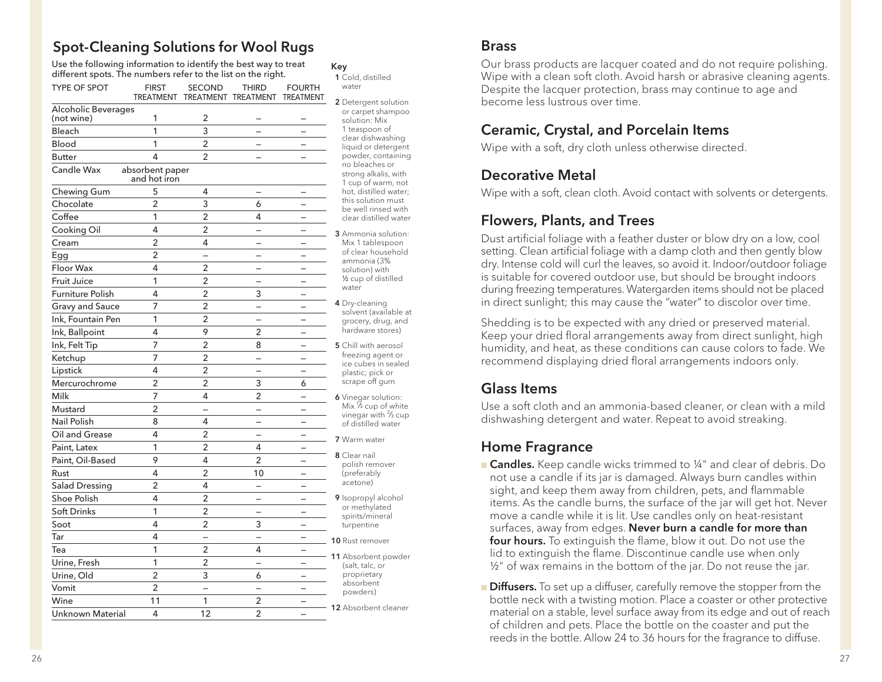## Spot-Cleaning Solutions for Wool Rugs

Use the following information to identify the best way to treat different spots. The numbers refer to the list on the right.

| TYPE OF SPOT | FIRST TREATMENT | SECOND TREATMENT | THIRD TREATMENT | FOURTH TREATMENT |
|---|---|---|---|---|
| Alcoholic Beverages (not wine) | 1 | 2 | – | – |
| Bleach | 1 | 3 | – | – |
| Blood | 1 | 2 | – | – |
| Butter | 4 | 2 | – | – |
| Candle Wax | absorbent paper and hot iron | | | |
| Chewing Gum | 5 | 4 | – | – |
| Chocolate | 2 | 3 | 6 | – |
| Coffee | 1 | 2 | 4 | – |
| Cooking Oil | 4 | 2 | – | – |
| Cream | 2 | 4 | – | – |
| Egg | 2 | – | – | – |
| Floor Wax | 4 | 2 | – | – |
| Fruit Juice | 1 | 2 | – | – |
| Furniture Polish | 4 | 2 | 3 | – |
| Gravy and Sauce | 7 | 2 | – | – |
| Ink, Fountain Pen | 1 | 2 | – | – |
| Ink, Ballpoint | 4 | 9 | 2 | – |
| Ink, Felt Tip | 7 | 2 | 8 | – |
| Ketchup | 7 | 2 | – | – |
| Lipstick | 4 | 2 | – | – |
| Mercurochrome | 2 | 2 | 3 | 6 |
| Milk | 7 | 4 | 2 | – |
| Mustard | 2 | – | – | – |
| Nail Polish | 8 | 4 | – | – |
| Oil and Grease | 4 | 2 | – | – |
| Paint, Latex | 1 | 2 | 4 | – |
| Paint, Oil-Based | 9 | 4 | 2 | – |
| Rust | 4 | 2 | 10 | – |
| Salad Dressing | 2 | 4 | – | – |
| Shoe Polish | 4 | 2 | – | – |
| Soft Drinks | 1 | 2 | – | – |
| Soot | 4 | 2 | 3 | – |
| Tar | 4 | – | – | – |
| Tea | 1 | 2 | 4 | – |
| Urine, Fresh | 1 | 2 | – | – |
| Urine, Old | 2 | 3 | 6 | – |
| Vomit | 2 | – | – | – |
| Wine | 11 | 1 | 2 | – |
| Unknown Material | 4 | 12 | 2 | – |

**Key**

1. Cold, distilled water
2. Detergent solution or carpet shampoo solution: Mix 1 teaspoon of clear dishwashing liquid or detergent powder, containing no bleaches or strong alkalis, with 1 cup of warm, not hot, distilled water; this solution must be well rinsed with clear distilled water
3. Ammonia solution: Mix 1 tablespoon of clear household ammonia (3% solution) with ½ cup of distilled water
4. Dry-cleaning solvent (available at grocery, drug, and hardware stores)
5. Chill with aerosol freezing agent or ice cubes in sealed plastic; pick or scrape off gum
6. Vinegar solution: Mix ⅓ cup of white vinegar with ⅔ cup of distilled water
7. Warm water
8. Clear nail polish remover (preferably acetone)
9. Isopropyl alcohol or methylated spirits/mineral turpentine
10. Rust remover
11. Absorbent powder (salt, talc, or proprietary absorbent powders)
12. Absorbent cleaner

## Brass

Our brass products are lacquer coated and do not require polishing. Wipe with a clean soft cloth. Avoid harsh or abrasive cleaning agents. Despite the lacquer protection, brass may continue to age and become less lustrous over time.

## Ceramic, Crystal, and Porcelain Items

Wipe with a soft, dry cloth unless otherwise directed.

## Decorative Metal

Wipe with a soft, clean cloth. Avoid contact with solvents or detergents.

## Flowers, Plants, and Trees

Dust artificial foliage with a feather duster or blow dry on a low, cool setting. Clean artificial foliage with a damp cloth and then gently blow dry. Intense cold will curl the leaves, so avoid it. Indoor/outdoor foliage is suitable for covered outdoor use, but should be brought indoors during freezing temperatures. Watergarden items should not be placed in direct sunlight; this may cause the "water" to discolor over time.

Shedding is to be expected with any dried or preserved material. Keep your dried floral arrangements away from direct sunlight, high humidity, and heat, as these conditions can cause colors to fade. We recommend displaying dried floral arrangements indoors only.

## Glass Items

Use a soft cloth and an ammonia-based cleaner, or clean with a mild dishwashing detergent and water. Repeat to avoid streaking.

## Home Fragrance

- **Candles.** Keep candle wicks trimmed to ¼" and clear of debris. Do not use a candle if its jar is damaged. Always burn candles within sight, and keep them away from children, pets, and flammable items. As the candle burns, the surface of the jar will get hot. Never move a candle while it is lit. Use candles only on heat-resistant surfaces, away from edges. **Never burn a candle for more than four hours.** To extinguish the flame, blow it out. Do not use the lid to extinguish the flame. Discontinue candle use when only ½" of wax remains in the bottom of the jar. Do not reuse the jar.
- **Diffusers.** To set up a diffuser, carefully remove the stopper from the bottle neck with a twisting motion. Place a coaster or other protective material on a stable, level surface away from its edge and out of reach of children and pets. Place the bottle on the coaster and put the reeds in the bottle. Allow 24 to 36 hours for the fragrance to diffuse.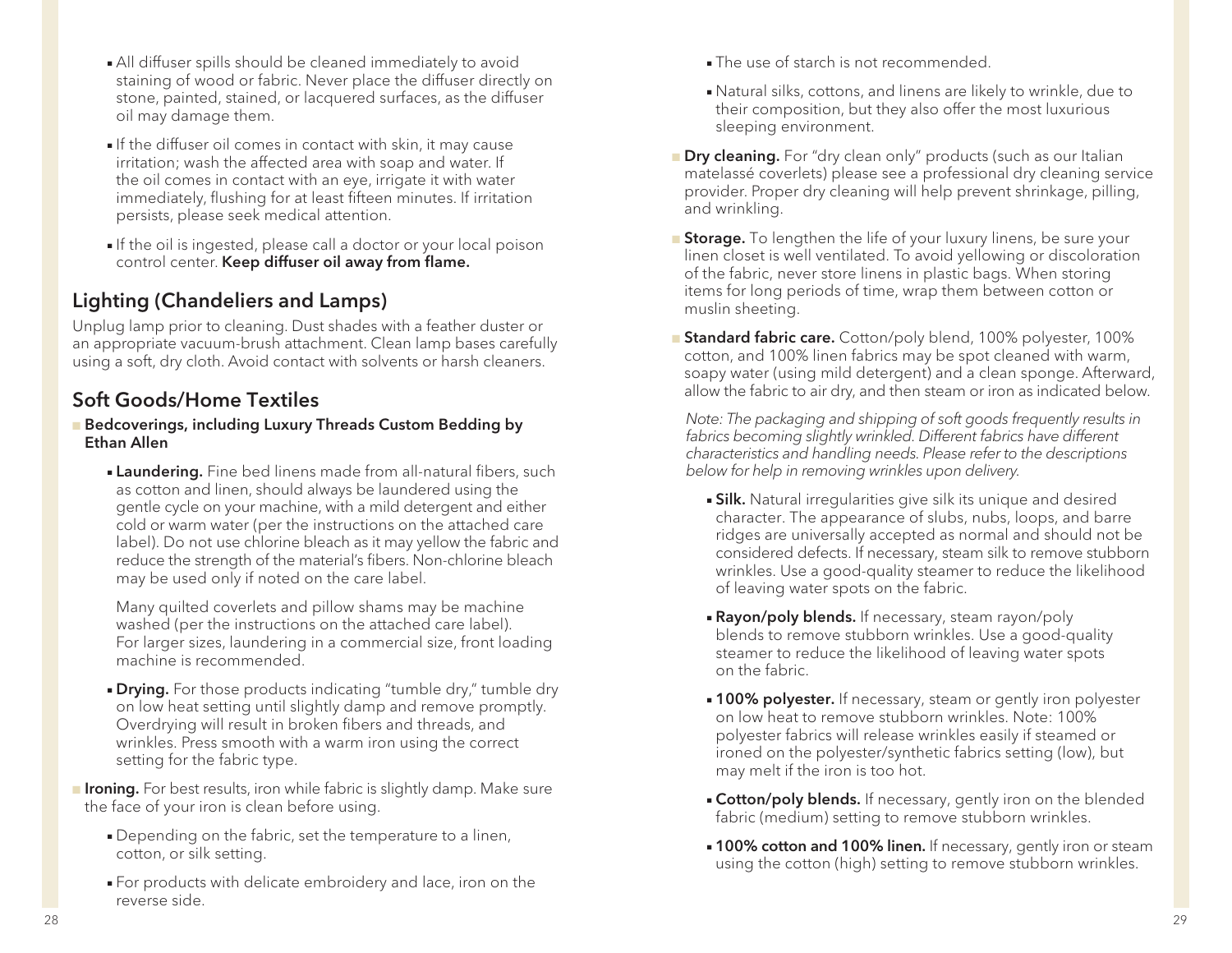- All diffuser spills should be cleaned immediately to avoid staining of wood or fabric. Never place the diffuser directly on stone, painted, stained, or lacquered surfaces, as the diffuser oil may damage them.
- If the diffuser oil comes in contact with skin, it may cause irritation; wash the affected area with soap and water. If the oil comes in contact with an eye, irrigate it with water immediately, flushing for at least fifteen minutes. If irritation persists, please seek medical attention.
- If the oil is ingested, please call a doctor or your local poison control center. **Keep diffuser oil away from flame.**

## Lighting (Chandeliers and Lamps)

Unplug lamp prior to cleaning. Dust shades with a feather duster or an appropriate vacuum-brush attachment. Clean lamp bases carefully using a soft, dry cloth. Avoid contact with solvents or harsh cleaners.

## Soft Goods/Home Textiles

- **Bedcoverings, including Luxury Threads Custom Bedding by Ethan Allen**
  - **Laundering.** Fine bed linens made from all-natural fibers, such as cotton and linen, should always be laundered using the gentle cycle on your machine, with a mild detergent and either cold or warm water (per the instructions on the attached care label). Do not use chlorine bleach as it may yellow the fabric and reduce the strength of the material's fibers. Non-chlorine bleach may be used only if noted on the care label.

    Many quilted coverlets and pillow shams may be machine washed (per the instructions on the attached care label). For larger sizes, laundering in a commercial size, front loading machine is recommended.
  - **Drying.** For those products indicating "tumble dry," tumble dry on low heat setting until slightly damp and remove promptly. Overdrying will result in broken fibers and threads, and wrinkles. Press smooth with a warm iron using the correct setting for the fabric type.
- **Ironing.** For best results, iron while fabric is slightly damp. Make sure the face of your iron is clean before using.
  - Depending on the fabric, set the temperature to a linen, cotton, or silk setting.
  - For products with delicate embroidery and lace, iron on the reverse side.
  - The use of starch is not recommended.
  - Natural silks, cottons, and linens are likely to wrinkle, due to their composition, but they also offer the most luxurious sleeping environment.
- **Dry cleaning.** For "dry clean only" products (such as our Italian matelassé coverlets) please see a professional dry cleaning service provider. Proper dry cleaning will help prevent shrinkage, pilling, and wrinkling.
- **Storage.** To lengthen the life of your luxury linens, be sure your linen closet is well ventilated. To avoid yellowing or discoloration of the fabric, never store linens in plastic bags. When storing items for long periods of time, wrap them between cotton or muslin sheeting.
- **Standard fabric care.** Cotton/poly blend, 100% polyester, 100% cotton, and 100% linen fabrics may be spot cleaned with warm, soapy water (using mild detergent) and a clean sponge. Afterward, allow the fabric to air dry, and then steam or iron as indicated below.

  *Note: The packaging and shipping of soft goods frequently results in fabrics becoming slightly wrinkled. Different fabrics have different characteristics and handling needs. Please refer to the descriptions below for help in removing wrinkles upon delivery.*
  - **Silk.** Natural irregularities give silk its unique and desired character. The appearance of slubs, nubs, loops, and barre ridges are universally accepted as normal and should not be considered defects. If necessary, steam silk to remove stubborn wrinkles. Use a good-quality steamer to reduce the likelihood of leaving water spots on the fabric.
  - **Rayon/poly blends.** If necessary, steam rayon/poly blends to remove stubborn wrinkles. Use a good-quality steamer to reduce the likelihood of leaving water spots on the fabric.
  - **100% polyester.** If necessary, steam or gently iron polyester on low heat to remove stubborn wrinkles. Note: 100% polyester fabrics will release wrinkles easily if steamed or ironed on the polyester/synthetic fabrics setting (low), but may melt if the iron is too hot.
  - **Cotton/poly blends.** If necessary, gently iron on the blended fabric (medium) setting to remove stubborn wrinkles.
  - **100% cotton and 100% linen.** If necessary, gently iron or steam using the cotton (high) setting to remove stubborn wrinkles.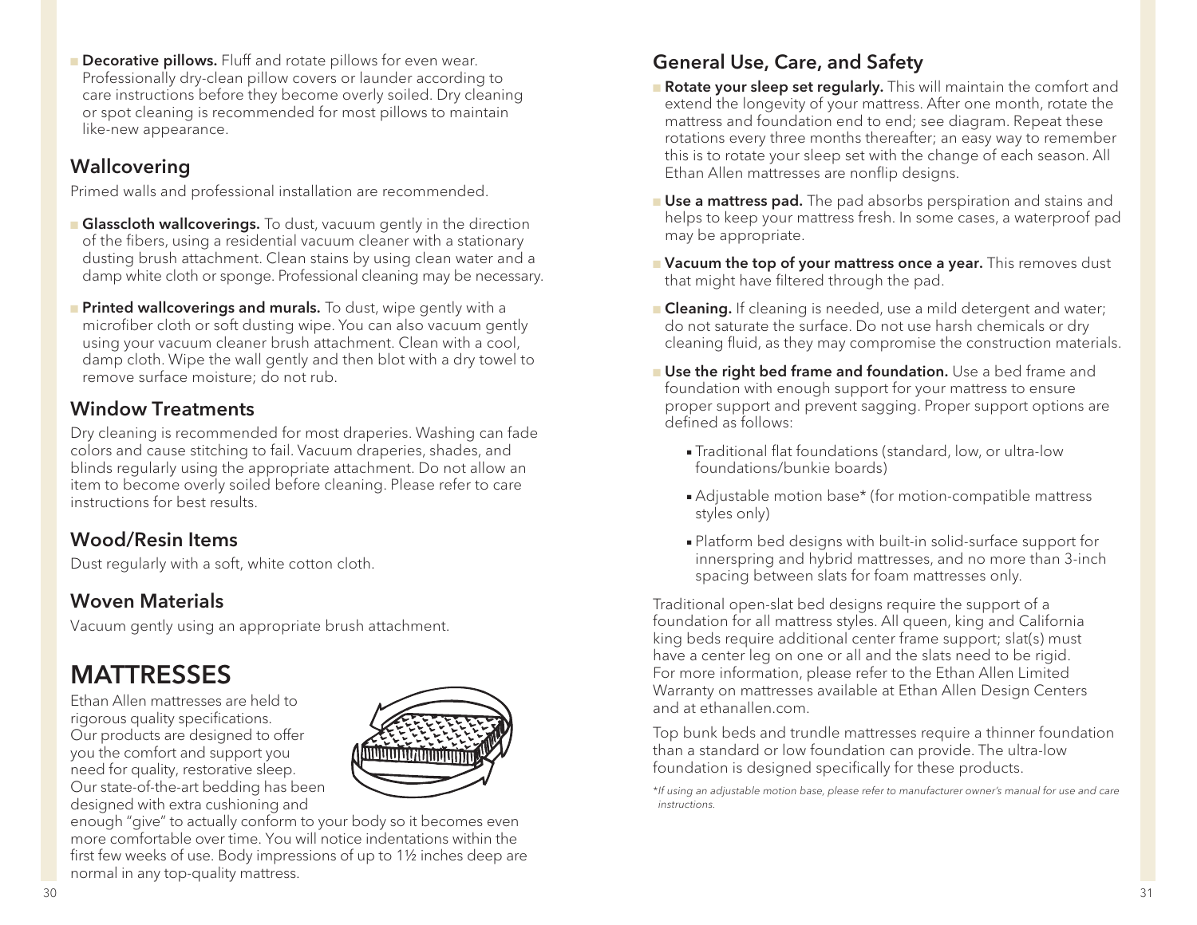- **Decorative pillows.** Fluff and rotate pillows for even wear. Professionally dry-clean pillow covers or launder according to care instructions before they become overly soiled. Dry cleaning or spot cleaning is recommended for most pillows to maintain like-new appearance.

## Wallcovering

Primed walls and professional installation are recommended.

- **Glasscloth wallcoverings.** To dust, vacuum gently in the direction of the fibers, using a residential vacuum cleaner with a stationary dusting brush attachment. Clean stains by using clean water and a damp white cloth or sponge. Professional cleaning may be necessary.
- **Printed wallcoverings and murals.** To dust, wipe gently with a microfiber cloth or soft dusting wipe. You can also vacuum gently using your vacuum cleaner brush attachment. Clean with a cool, damp cloth. Wipe the wall gently and then blot with a dry towel to remove surface moisture; do not rub.

## Window Treatments

Dry cleaning is recommended for most draperies. Washing can fade colors and cause stitching to fail. Vacuum draperies, shades, and blinds regularly using the appropriate attachment. Do not allow an item to become overly soiled before cleaning. Please refer to care instructions for best results.

## Wood/Resin Items

Dust regularly with a soft, white cotton cloth.

## Woven Materials

Vacuum gently using an appropriate brush attachment.

# MATTRESSES

Ethan Allen mattresses are held to rigorous quality specifications. Our products are designed to offer you the comfort and support you need for quality, restorative sleep. Our state-of-the-art bedding has been designed with extra cushioning and enough "give" to actually conform to your body so it becomes even more comfortable over time. You will notice indentations within the first few weeks of use. Body impressions of up to 1½ inches deep are normal in any top-quality mattress.

## General Use, Care, and Safety

- **Rotate your sleep set regularly.** This will maintain the comfort and extend the longevity of your mattress. After one month, rotate the mattress and foundation end to end; see diagram. Repeat these rotations every three months thereafter; an easy way to remember this is to rotate your sleep set with the change of each season. All Ethan Allen mattresses are nonflip designs.
- **Use a mattress pad.** The pad absorbs perspiration and stains and helps to keep your mattress fresh. In some cases, a waterproof pad may be appropriate.
- **Vacuum the top of your mattress once a year.** This removes dust that might have filtered through the pad.
- **Cleaning.** If cleaning is needed, use a mild detergent and water; do not saturate the surface. Do not use harsh chemicals or dry cleaning fluid, as they may compromise the construction materials.
- **Use the right bed frame and foundation.** Use a bed frame and foundation with enough support for your mattress to ensure proper support and prevent sagging. Proper support options are defined as follows:
  - Traditional flat foundations (standard, low, or ultra-low foundations/bunkie boards)
  - Adjustable motion base* (for motion-compatible mattress styles only)
  - Platform bed designs with built-in solid-surface support for innerspring and hybrid mattresses, and no more than 3-inch spacing between slats for foam mattresses only.

Traditional open-slat bed designs require the support of a foundation for all mattress styles. All queen, king and California king beds require additional center frame support; slat(s) must have a center leg on one or all and the slats need to be rigid. For more information, please refer to the Ethan Allen Limited Warranty on mattresses available at Ethan Allen Design Centers and at ethanallen.com.

Top bunk beds and trundle mattresses require a thinner foundation than a standard or low foundation can provide. The ultra-low foundation is designed specifically for these products.

*\*If using an adjustable motion base, please refer to manufacturer owner's manual for use and care instructions.*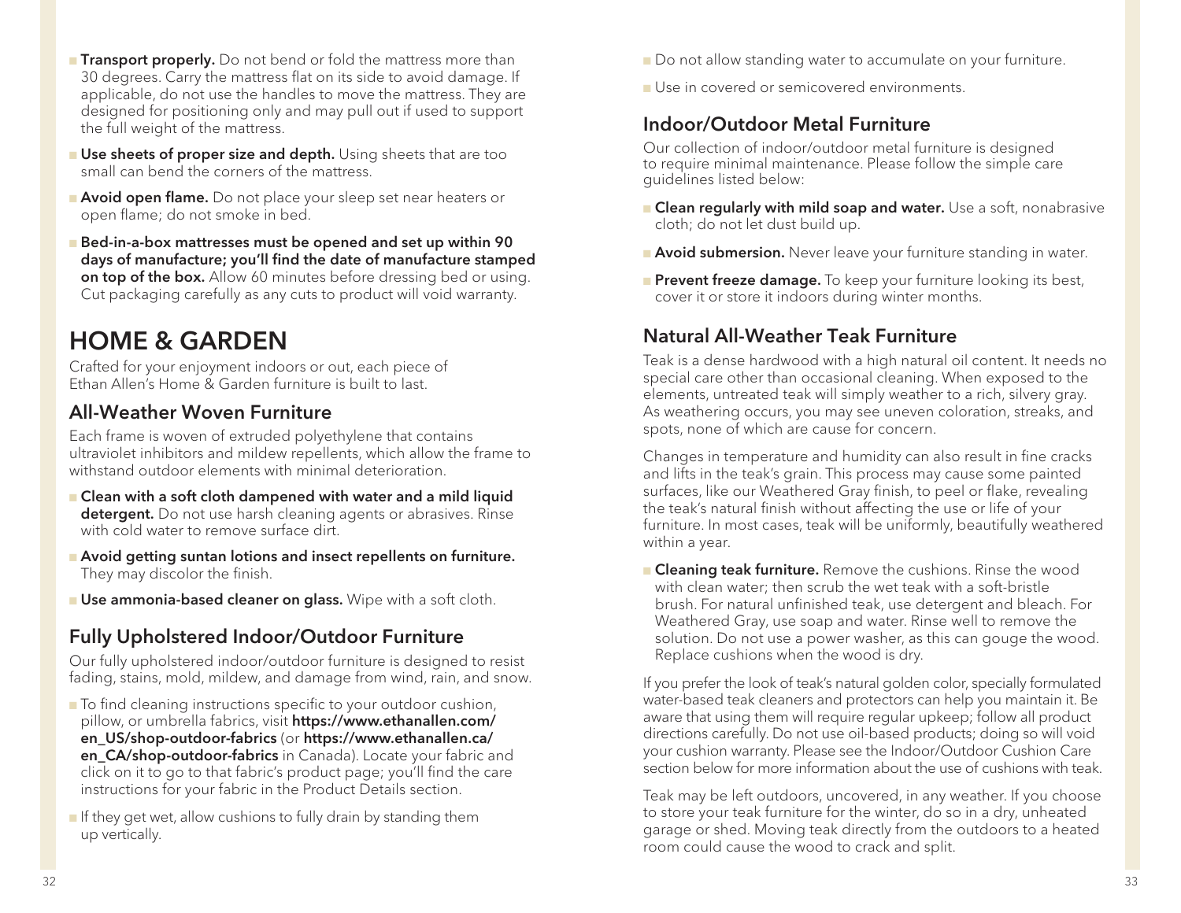- **Transport properly.** Do not bend or fold the mattress more than 30 degrees. Carry the mattress flat on its side to avoid damage. If applicable, do not use the handles to move the mattress. They are designed for positioning only and may pull out if used to support the full weight of the mattress.
- **Use sheets of proper size and depth.** Using sheets that are too small can bend the corners of the mattress.
- **Avoid open flame.** Do not place your sleep set near heaters or open flame; do not smoke in bed.
- **Bed-in-a-box mattresses must be opened and set up within 90 days of manufacture; you'll find the date of manufacture stamped on top of the box.** Allow 60 minutes before dressing bed or using. Cut packaging carefully as any cuts to product will void warranty.

# HOME & GARDEN

Crafted for your enjoyment indoors or out, each piece of Ethan Allen's Home & Garden furniture is built to last.

## All-Weather Woven Furniture

Each frame is woven of extruded polyethylene that contains ultraviolet inhibitors and mildew repellents, which allow the frame to withstand outdoor elements with minimal deterioration.

- **Clean with a soft cloth dampened with water and a mild liquid detergent.** Do not use harsh cleaning agents or abrasives. Rinse with cold water to remove surface dirt.
- **Avoid getting suntan lotions and insect repellents on furniture.** They may discolor the finish.
- **Use ammonia-based cleaner on glass.** Wipe with a soft cloth.

## Fully Upholstered Indoor/Outdoor Furniture

Our fully upholstered indoor/outdoor furniture is designed to resist fading, stains, mold, mildew, and damage from wind, rain, and snow.

- To find cleaning instructions specific to your outdoor cushion, pillow, or umbrella fabrics, visit **https://www.ethanallen.com/en_US/shop-outdoor-fabrics** (or **https://www.ethanallen.ca/en_CA/shop-outdoor-fabrics** in Canada). Locate your fabric and click on it to go to that fabric's product page; you'll find the care instructions for your fabric in the Product Details section.
- If they get wet, allow cushions to fully drain by standing them up vertically.
- Do not allow standing water to accumulate on your furniture.
- Use in covered or semicovered environments.

## Indoor/Outdoor Metal Furniture

Our collection of indoor/outdoor metal furniture is designed to require minimal maintenance. Please follow the simple care guidelines listed below:

- **Clean regularly with mild soap and water.** Use a soft, nonabrasive cloth; do not let dust build up.
- **Avoid submersion.** Never leave your furniture standing in water.
- **Prevent freeze damage.** To keep your furniture looking its best, cover it or store it indoors during winter months.

## Natural All-Weather Teak Furniture

Teak is a dense hardwood with a high natural oil content. It needs no special care other than occasional cleaning. When exposed to the elements, untreated teak will simply weather to a rich, silvery gray. As weathering occurs, you may see uneven coloration, streaks, and spots, none of which are cause for concern.

Changes in temperature and humidity can also result in fine cracks and lifts in the teak's grain. This process may cause some painted surfaces, like our Weathered Gray finish, to peel or flake, revealing the teak's natural finish without affecting the use or life of your furniture. In most cases, teak will be uniformly, beautifully weathered within a year.

- **Cleaning teak furniture.** Remove the cushions. Rinse the wood with clean water; then scrub the wet teak with a soft-bristle brush. For natural unfinished teak, use detergent and bleach. For Weathered Gray, use soap and water. Rinse well to remove the solution. Do not use a power washer, as this can gouge the wood. Replace cushions when the wood is dry.

If you prefer the look of teak's natural golden color, specially formulated water-based teak cleaners and protectors can help you maintain it. Be aware that using them will require regular upkeep; follow all product directions carefully. Do not use oil-based products; doing so will void your cushion warranty. Please see the Indoor/Outdoor Cushion Care section below for more information about the use of cushions with teak.

Teak may be left outdoors, uncovered, in any weather. If you choose to store your teak furniture for the winter, do so in a dry, unheated garage or shed. Moving teak directly from the outdoors to a heated room could cause the wood to crack and split.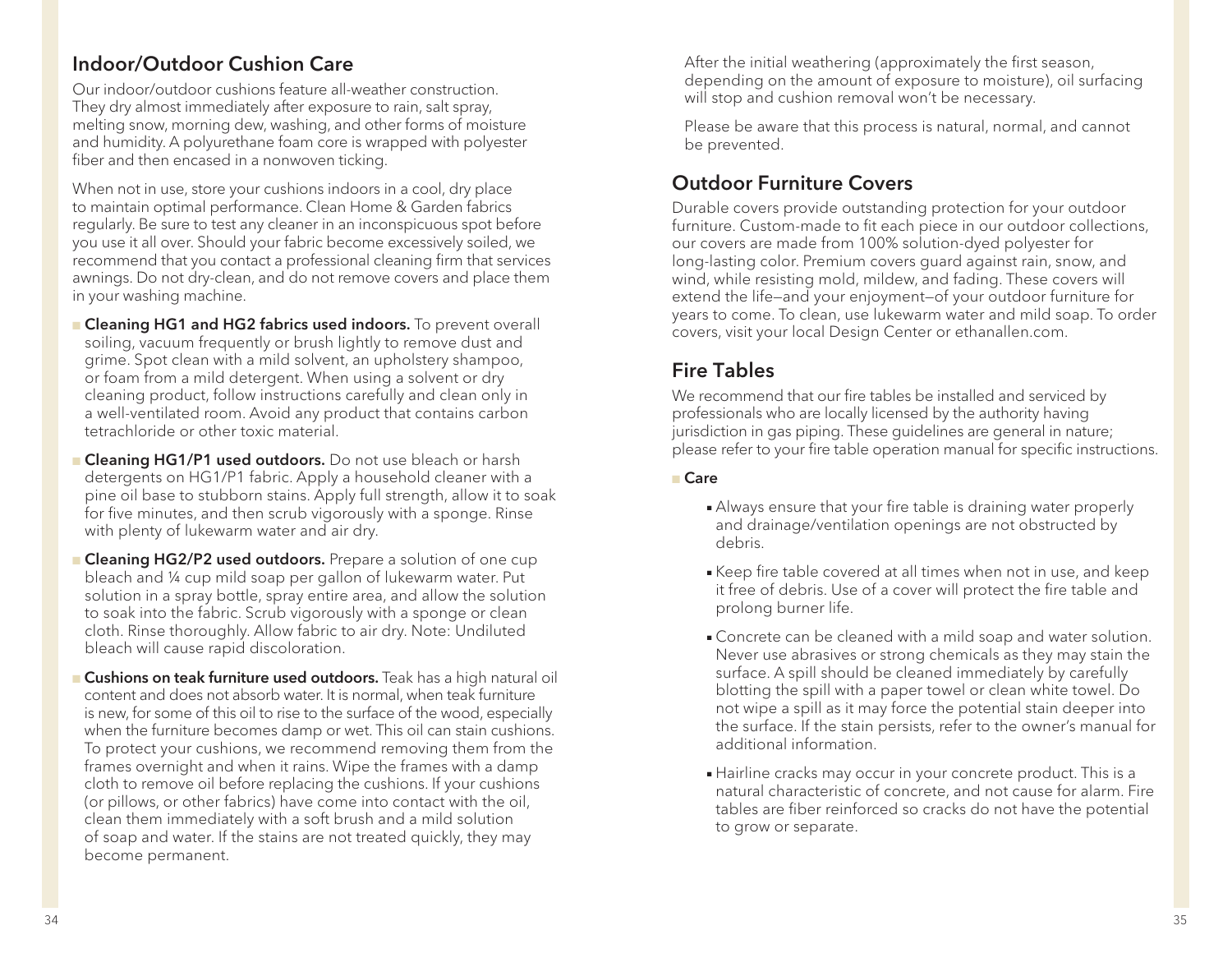## Indoor/Outdoor Cushion Care

Our indoor/outdoor cushions feature all-weather construction. They dry almost immediately after exposure to rain, salt spray, melting snow, morning dew, washing, and other forms of moisture and humidity. A polyurethane foam core is wrapped with polyester fiber and then encased in a nonwoven ticking.

When not in use, store your cushions indoors in a cool, dry place to maintain optimal performance. Clean Home & Garden fabrics regularly. Be sure to test any cleaner in an inconspicuous spot before you use it all over. Should your fabric become excessively soiled, we recommend that you contact a professional cleaning firm that services awnings. Do not dry-clean, and do not remove covers and place them in your washing machine.

- **Cleaning HG1 and HG2 fabrics used indoors.** To prevent overall soiling, vacuum frequently or brush lightly to remove dust and grime. Spot clean with a mild solvent, an upholstery shampoo, or foam from a mild detergent. When using a solvent or dry cleaning product, follow instructions carefully and clean only in a well-ventilated room. Avoid any product that contains carbon tetrachloride or other toxic material.
- **Cleaning HG1/P1 used outdoors.** Do not use bleach or harsh detergents on HG1/P1 fabric. Apply a household cleaner with a pine oil base to stubborn stains. Apply full strength, allow it to soak for five minutes, and then scrub vigorously with a sponge. Rinse with plenty of lukewarm water and air dry.
- **Cleaning HG2/P2 used outdoors.** Prepare a solution of one cup bleach and ¼ cup mild soap per gallon of lukewarm water. Put solution in a spray bottle, spray entire area, and allow the solution to soak into the fabric. Scrub vigorously with a sponge or clean cloth. Rinse thoroughly. Allow fabric to air dry. Note: Undiluted bleach will cause rapid discoloration.
- **Cushions on teak furniture used outdoors.** Teak has a high natural oil content and does not absorb water. It is normal, when teak furniture is new, for some of this oil to rise to the surface of the wood, especially when the furniture becomes damp or wet. This oil can stain cushions. To protect your cushions, we recommend removing them from the frames overnight and when it rains. Wipe the frames with a damp cloth to remove oil before replacing the cushions. If your cushions (or pillows, or other fabrics) have come into contact with the oil, clean them immediately with a soft brush and a mild solution of soap and water. If the stains are not treated quickly, they may become permanent.

After the initial weathering (approximately the first season, depending on the amount of exposure to moisture), oil surfacing will stop and cushion removal won't be necessary.

Please be aware that this process is natural, normal, and cannot be prevented.

## Outdoor Furniture Covers

Durable covers provide outstanding protection for your outdoor furniture. Custom-made to fit each piece in our outdoor collections, our covers are made from 100% solution-dyed polyester for long-lasting color. Premium covers guard against rain, snow, and wind, while resisting mold, mildew, and fading. These covers will extend the life—and your enjoyment—of your outdoor furniture for years to come. To clean, use lukewarm water and mild soap. To order covers, visit your local Design Center or ethanallen.com.

## Fire Tables

We recommend that our fire tables be installed and serviced by professionals who are locally licensed by the authority having jurisdiction in gas piping. These guidelines are general in nature; please refer to your fire table operation manual for specific instructions.

- **Care**
  - Always ensure that your fire table is draining water properly and drainage/ventilation openings are not obstructed by debris.
  - Keep fire table covered at all times when not in use, and keep it free of debris. Use of a cover will protect the fire table and prolong burner life.
  - Concrete can be cleaned with a mild soap and water solution. Never use abrasives or strong chemicals as they may stain the surface. A spill should be cleaned immediately by carefully blotting the spill with a paper towel or clean white towel. Do not wipe a spill as it may force the potential stain deeper into the surface. If the stain persists, refer to the owner's manual for additional information.
  - Hairline cracks may occur in your concrete product. This is a natural characteristic of concrete, and not cause for alarm. Fire tables are fiber reinforced so cracks do not have the potential to grow or separate.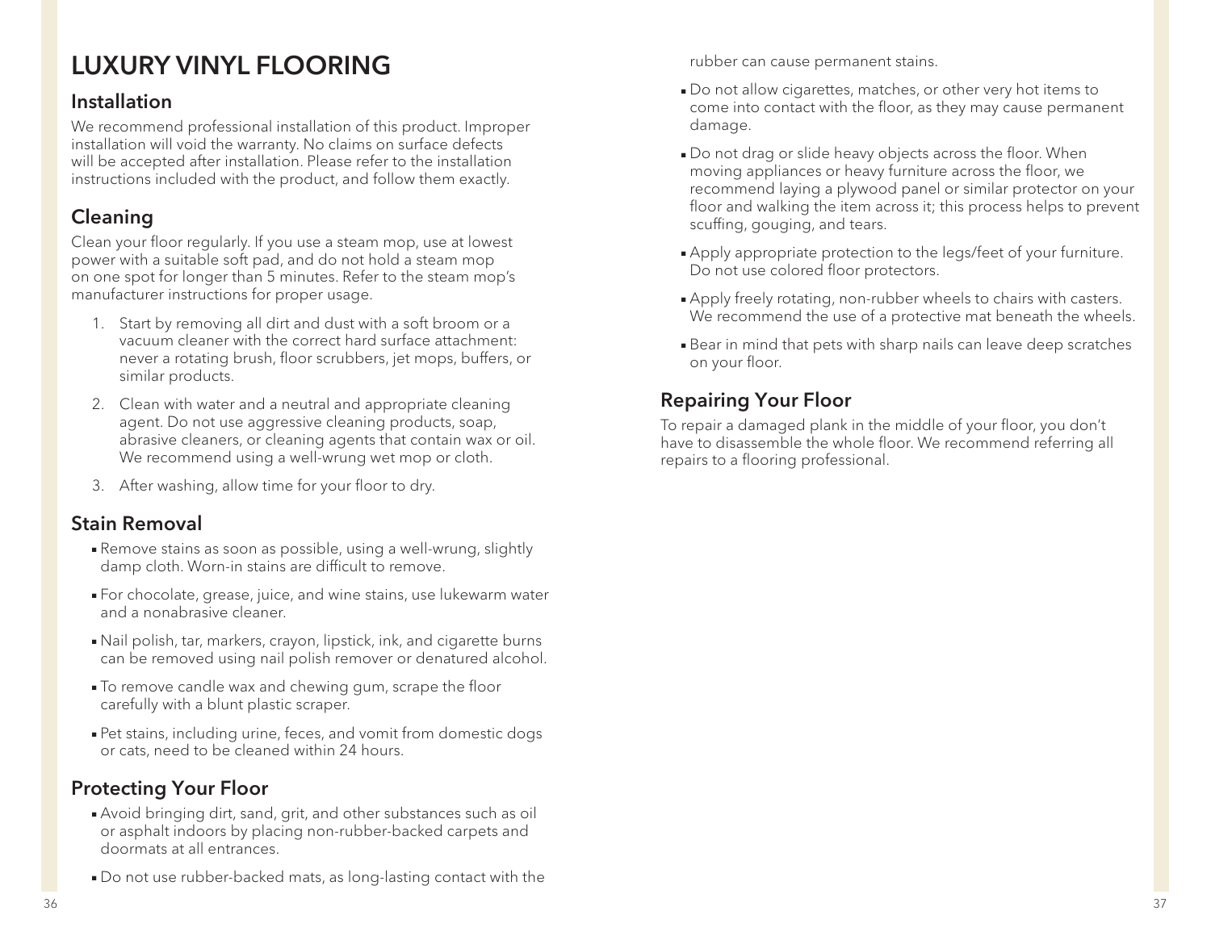# LUXURY VINYL FLOORING

## Installation

We recommend professional installation of this product. Improper installation will void the warranty. No claims on surface defects will be accepted after installation. Please refer to the installation instructions included with the product, and follow them exactly.

## Cleaning

Clean your floor regularly. If you use a steam mop, use at lowest power with a suitable soft pad, and do not hold a steam mop on one spot for longer than 5 minutes. Refer to the steam mop's manufacturer instructions for proper usage.

1. Start by removing all dirt and dust with a soft broom or a vacuum cleaner with the correct hard surface attachment: never a rotating brush, floor scrubbers, jet mops, buffers, or similar products.
2. Clean with water and a neutral and appropriate cleaning agent. Do not use aggressive cleaning products, soap, abrasive cleaners, or cleaning agents that contain wax or oil. We recommend using a well-wrung wet mop or cloth.
3. After washing, allow time for your floor to dry.

## Stain Removal

- Remove stains as soon as possible, using a well-wrung, slightly damp cloth. Worn-in stains are difficult to remove.
- For chocolate, grease, juice, and wine stains, use lukewarm water and a nonabrasive cleaner.
- Nail polish, tar, markers, crayon, lipstick, ink, and cigarette burns can be removed using nail polish remover or denatured alcohol.
- To remove candle wax and chewing gum, scrape the floor carefully with a blunt plastic scraper.
- Pet stains, including urine, feces, and vomit from domestic dogs or cats, need to be cleaned within 24 hours.

## Protecting Your Floor

- Avoid bringing dirt, sand, grit, and other substances such as oil or asphalt indoors by placing non-rubber-backed carpets and doormats at all entrances.
- Do not use rubber-backed mats, as long-lasting contact with the rubber can cause permanent stains.
- Do not allow cigarettes, matches, or other very hot items to come into contact with the floor, as they may cause permanent damage.
- Do not drag or slide heavy objects across the floor. When moving appliances or heavy furniture across the floor, we recommend laying a plywood panel or similar protector on your floor and walking the item across it; this process helps to prevent scuffing, gouging, and tears.
- Apply appropriate protection to the legs/feet of your furniture. Do not use colored floor protectors.
- Apply freely rotating, non-rubber wheels to chairs with casters. We recommend the use of a protective mat beneath the wheels.
- Bear in mind that pets with sharp nails can leave deep scratches on your floor.

## Repairing Your Floor

To repair a damaged plank in the middle of your floor, you don't have to disassemble the whole floor. We recommend referring all repairs to a flooring professional.